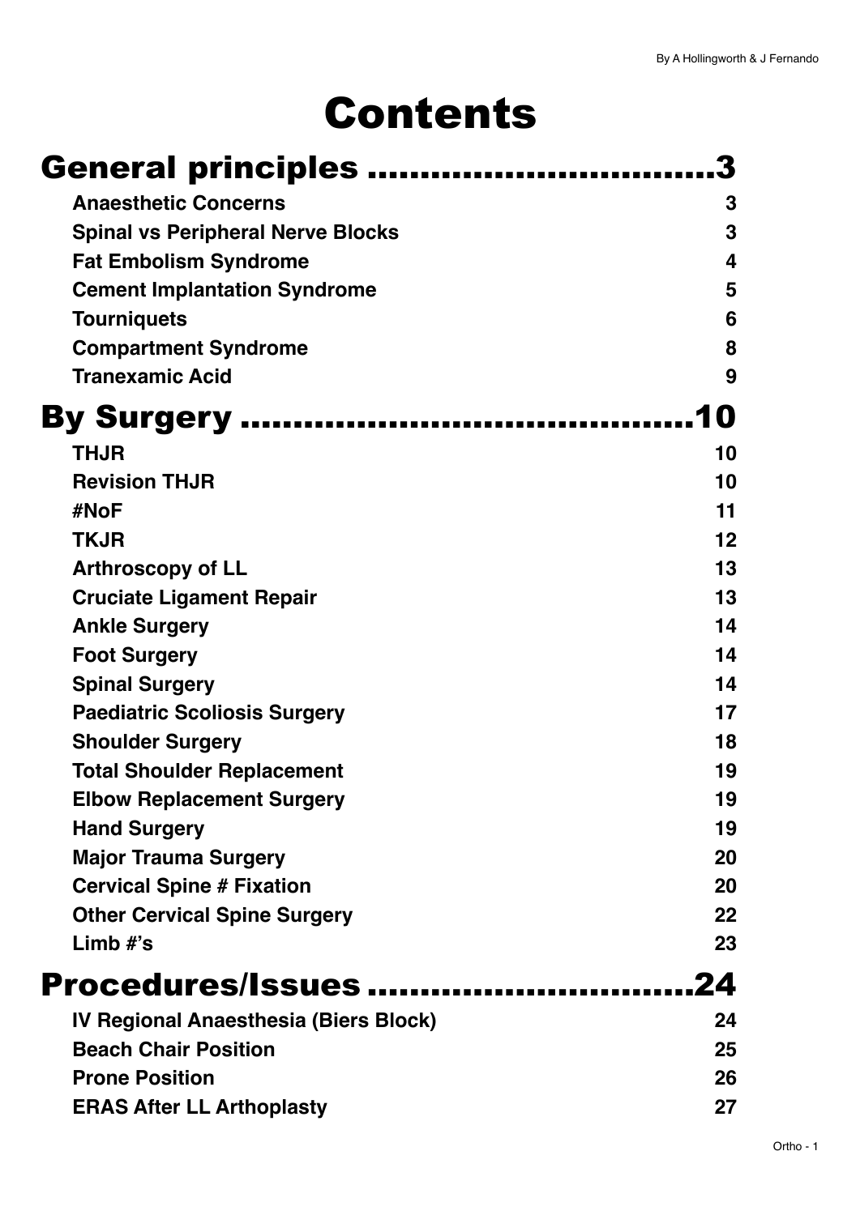# Contents

## General principles ..............................3

- **Anaesthetic Concerns** 3
- **Spinal vs Peripheral Nerve Blocks** 3
- **Fat Embolism Syndrome** 4
- **Cement Implantation Syndrome** 5
- **Tourniquets** 6
- **Compartment Syndrome** 8
- **Tranexamic Acid** 9

## By Surgery ..........................................10

- **THJR** 10
- **Revision THJR** 10
- **#NoF** 11
- **TKJR** 12
- **Arthroscopy of LL** 13
- **Cruciate Ligament Repair** 13
- **Ankle Surgery** 14
- **Foot Surgery** 14
- **Spinal Surgery** 14
- **Paediatric Scoliosis Surgery** 17
- **Shoulder Surgery** 18
- **Total Shoulder Replacement** 19
- **Elbow Replacement Surgery** 19
- **Hand Surgery** 19
- **Major Trauma Surgery** 20
- **Cervical Spine # Fixation** 20
- **Other Cervical Spine Surgery** 22
- **Limb #'s** 23

## Procedures/Issues ..............................24

- **IV Regional Anaesthesia (Biers Block)** 24
- **Beach Chair Position** 25
- **Prone Position** 26
- **ERAS After LL Arthoplasty** 27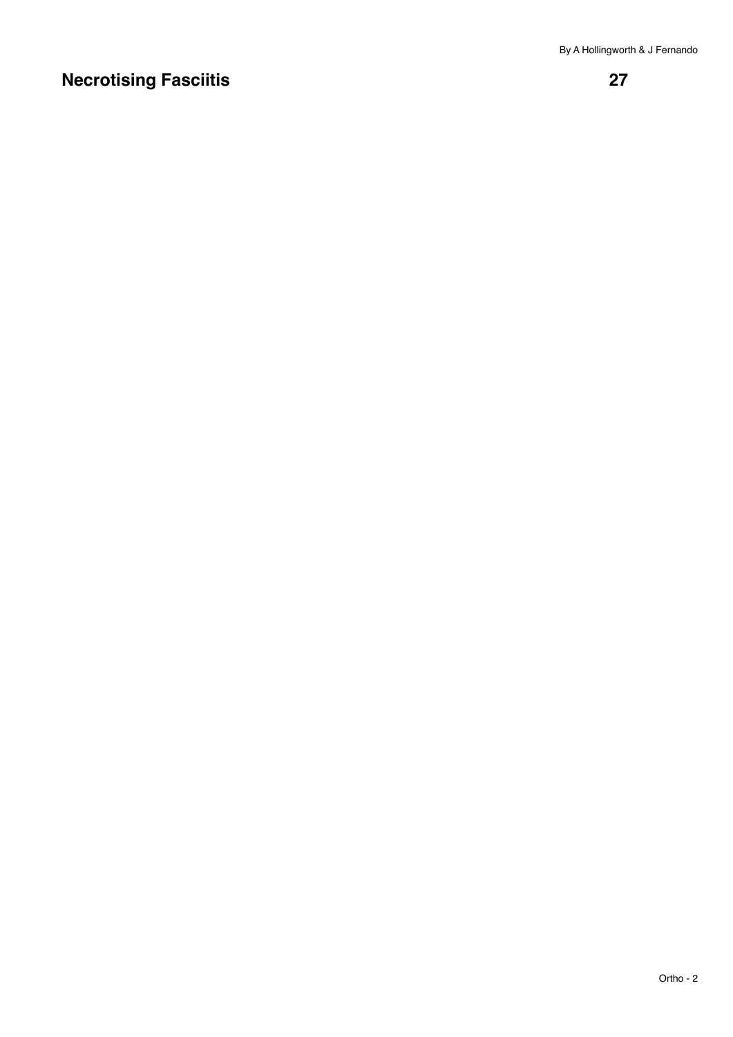By A Hollingworth & J Fernando

# Necrotising Fasciitis

27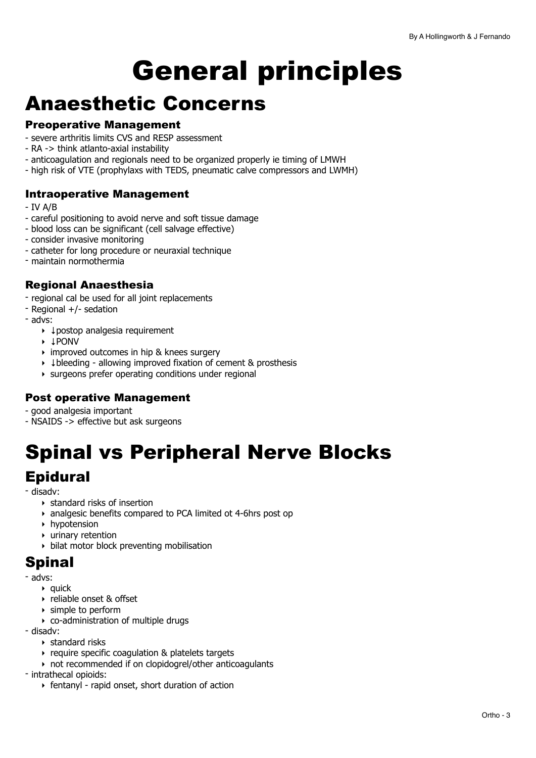# General principles

# Anaesthetic Concerns

### Preoperative Management

- severe arthritis limits CVS and RESP assessment
- RA -> think atlanto-axial instability
- anticoagulation and regionals need to be organized properly ie timing of LMWH
- high risk of VTE (prophylaxs with TEDS, pneumatic calve compressors and LWMH)

### Intraoperative Management

- IV A/B
- careful positioning to avoid nerve and soft tissue damage
- blood loss can be significant (cell salvage effective)
- consider invasive monitoring
- catheter for long procedure or neuraxial technique
- maintain normothermia

### Regional Anaesthesia

- regional cal be used for all joint replacements
- Regional +/- sedation
- advs:
    - ↓postop analgesia requirement
    - ↓PONV
    - improved outcomes in hip & knees surgery
    - ↓bleeding - allowing improved fixation of cement & prosthesis
    - surgeons prefer operating conditions under regional

### Post operative Management

- good analgesia important
- NSAIDS -> effective but ask surgeons

# Spinal vs Peripheral Nerve Blocks

## Epidural

- disadv:
    - standard risks of insertion
    - analgesic benefits compared to PCA limited ot 4-6hrs post op
    - hypotension
    - urinary retention
    - bilat motor block preventing mobilisation

## Spinal

- advs:
    - quick
    - reliable onset & offset
    - simple to perform
    - co-administration of multiple drugs
- disadv:
    - standard risks
    - require specific coagulation & platelets targets
    - not recommended if on clopidogrel/other anticoagulants
- intrathecal opioids:
    - fentanyl - rapid onset, short duration of action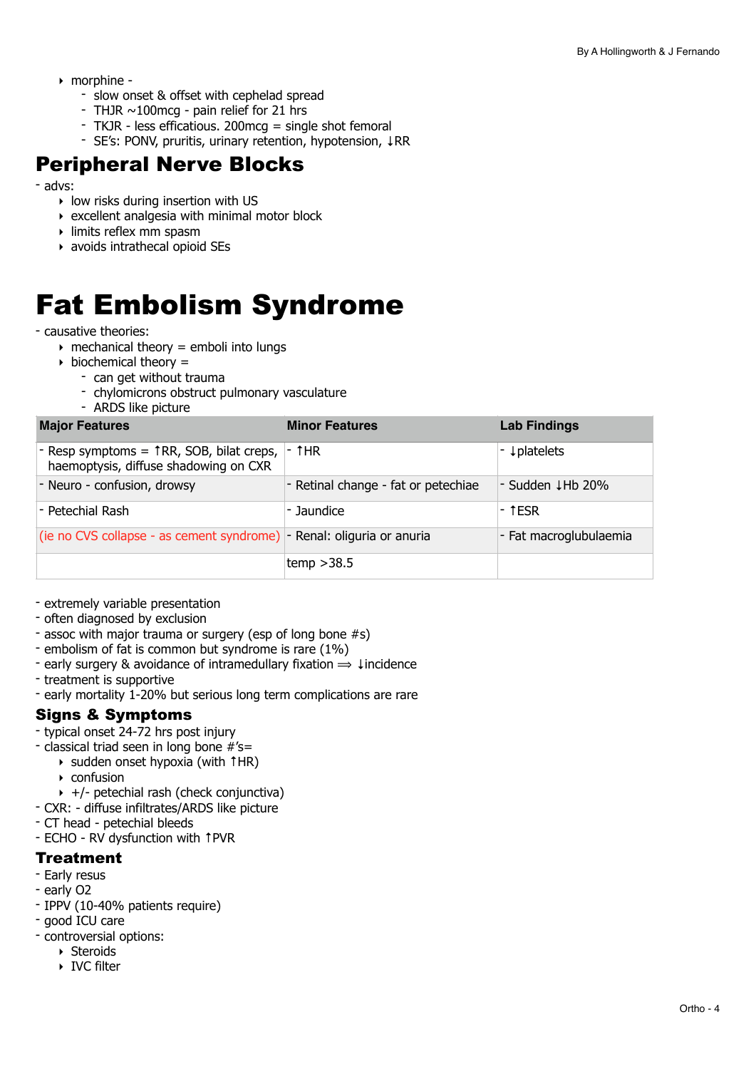- morphine -
    - slow onset & offset with cephelad spread
    - THJR ~100mcg - pain relief for 21 hrs
    - TKJR - less efficatious. 200mcg = single shot femoral
    - SE's: PONV, pruritis, urinary retention, hypotension, ↓RR

## Peripheral Nerve Blocks

- advs:
    - low risks during insertion with US
    - excellent analgesia with minimal motor block
    - limits reflex mm spasm
    - avoids intrathecal opioid SEs

# Fat Embolism Syndrome

- causative theories:
    - mechanical theory = emboli into lungs
    - biochemical theory =
        - can get without trauma
        - chylomicrons obstruct pulmonary vasculature
        - ARDS like picture

| Major Features | Minor Features | Lab Findings |
|---|---|---|
| - Resp symptoms = ↑RR, SOB, bilat creps, haemoptysis, diffuse shadowing on CXR | - ↑HR | - ↓platelets |
| - Neuro - confusion, drowsy | - Retinal change - fat or petechiae | - Sudden ↓Hb 20% |
| - Petechial Rash | - Jaundice | - ↑ESR |
| (ie no CVS collapse - as cement syndrome) | - Renal: oliguria or anuria | - Fat macroglubulaemia |
| | temp >38.5 | |

- extremely variable presentation
- often diagnosed by exclusion
- assoc with major trauma or surgery (esp of long bone #s)
- embolism of fat is common but syndrome is rare (1%)
- early surgery & avoidance of intramedullary fixation ⟹ ↓incidence
- treatment is supportive
- early mortality 1-20% but serious long term complications are rare

## Signs & Symptoms

- typical onset 24-72 hrs post injury
- classical triad seen in long bone #'s=
    - sudden onset hypoxia (with ↑HR)
    - confusion
    - +/- petechial rash (check conjunctiva)
- CXR: - diffuse infiltrates/ARDS like picture
- CT head - petechial bleeds
- ECHO - RV dysfunction with ↑PVR

## Treatment

- Early resus
- early O2
- IPPV (10-40% patients require)
- good ICU care
- controversial options:
    - Steroids
    - IVC filter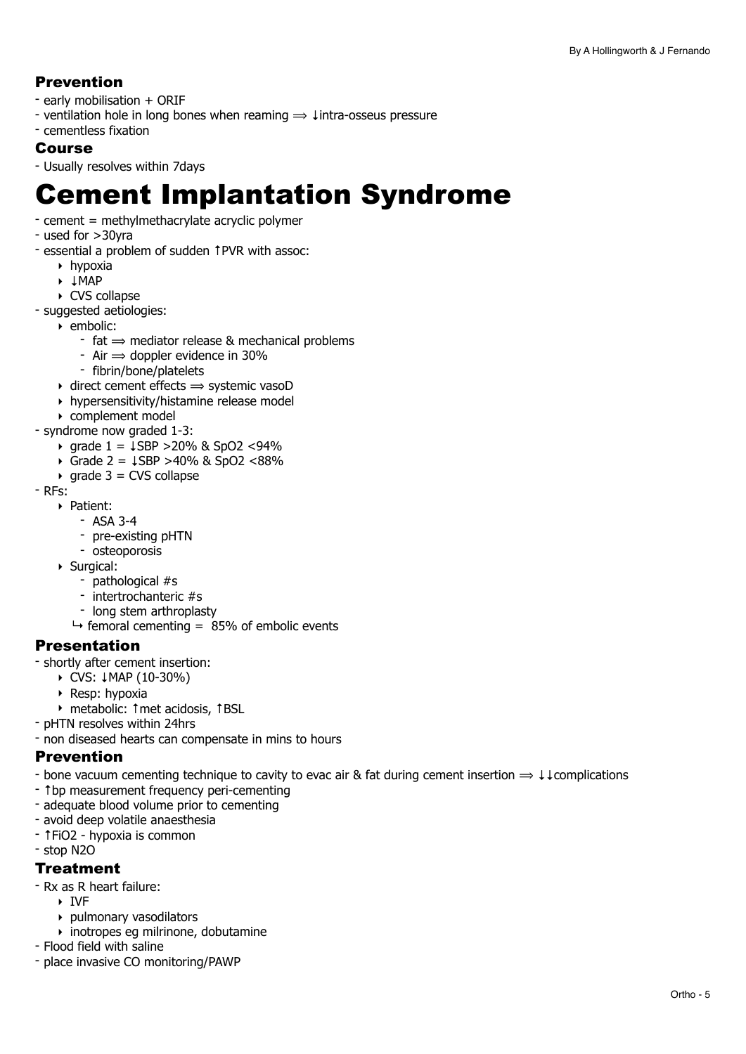### Prevention

- early mobilisation + ORIF
- ventilation hole in long bones when reaming ⟹ ↓intra-osseus pressure
- cementless fixation

### Course

- Usually resolves within 7days

# Cement Implantation Syndrome

- cement = methylmethacrylate acrylic polymer
- used for >30yra
- essential a problem of sudden ↑PVR with assoc:
    - hypoxia
    - ↓MAP
    - CVS collapse
- suggested aetiologies:
    - embolic:
        - fat ⟹ mediator release & mechanical problems
        - Air ⟹ doppler evidence in 30%
        - fibrin/bone/platelets
    - direct cement effects ⟹ systemic vasoD
    - hypersensitivity/histamine release model
    - complement model
- syndrome now graded 1-3:
    - grade 1 = ↓SBP >20% & SpO2 <94%
    - Grade 2 = ↓SBP >40% & SpO2 <88%
    - grade 3 = CVS collapse
- RFs:
    - Patient:
        - ASA 3-4
        - pre-existing pHTN
        - osteoporosis
    - Surgical:
        - pathological #s
        - intertrochanteric #s
        - long stem arthroplasty
      
      ↪ femoral cementing = 85% of embolic events

### Presentation

- shortly after cement insertion:
    - CVS: ↓MAP (10-30%)
    - Resp: hypoxia
    - metabolic: ↑met acidosis, ↑BSL
- pHTN resolves within 24hrs
- non diseased hearts can compensate in mins to hours

### Prevention

- bone vacuum cementing technique to cavity to evac air & fat during cement insertion ⟹ ↓↓complications
- ↑bp measurement frequency peri-cementing
- adequate blood volume prior to cementing
- avoid deep volatile anaesthesia
- ↑FiO2 - hypoxia is common
- stop N2O

### Treatment

- Rx as R heart failure:
    - IVF
    - pulmonary vasodilators
    - inotropes eg milrinone, dobutamine
- Flood field with saline
- place invasive CO monitoring/PAWP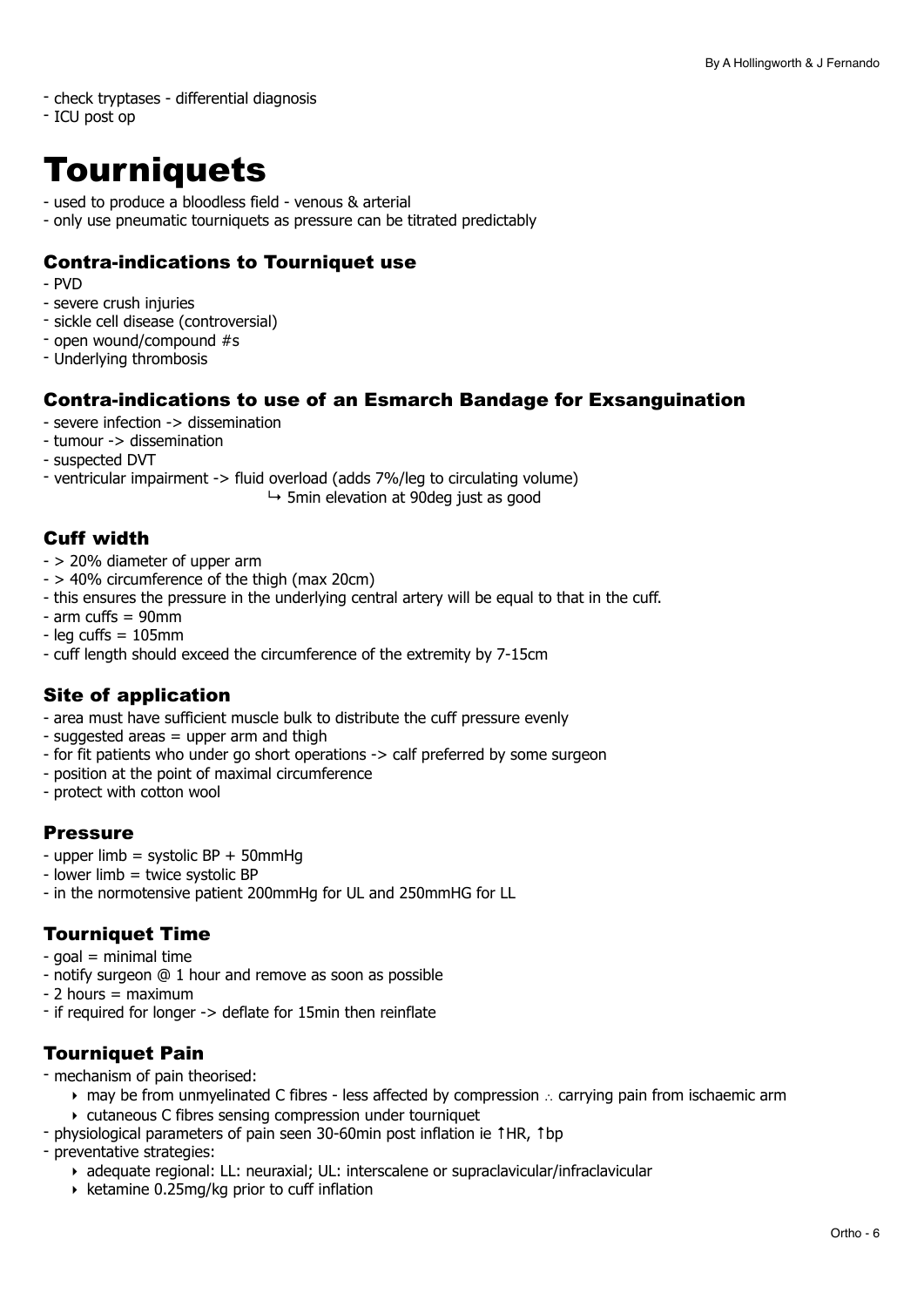- check tryptases - differential diagnosis
- ICU post op

# Tourniquets

- used to produce a bloodless field - venous & arterial
- only use pneumatic tourniquets as pressure can be titrated predictably

### Contra-indications to Tourniquet use

- PVD
- severe crush injuries
- sickle cell disease (controversial)
- open wound/compound #s
- Underlying thrombosis

### Contra-indications to use of an Esmarch Bandage for Exsanguination

- severe infection -> dissemination
- tumour -> dissemination
- suspected DVT
- ventricular impairment -> fluid overload (adds 7%/leg to circulating volume)
  - ↳ 5min elevation at 90deg just as good

### Cuff width

- > 20% diameter of upper arm
- > 40% circumference of the thigh (max 20cm)
- this ensures the pressure in the underlying central artery will be equal to that in the cuff.
- arm cuffs = 90mm
- leg cuffs = 105mm
- cuff length should exceed the circumference of the extremity by 7-15cm

### Site of application

- area must have sufficient muscle bulk to distribute the cuff pressure evenly
- suggested areas = upper arm and thigh
- for fit patients who under go short operations -> calf preferred by some surgeon
- position at the point of maximal circumference
- protect with cotton wool

### Pressure

- upper limb = systolic BP + 50mmHg
- lower limb = twice systolic BP
- in the normotensive patient 200mmHg for UL and 250mmHG for LL

### Tourniquet Time

- goal = minimal time
- notify surgeon @ 1 hour and remove as soon as possible
- 2 hours = maximum
- if required for longer -> deflate for 15min then reinflate

### Tourniquet Pain

- mechanism of pain theorised:
  - may be from unmyelinated C fibres - less affected by compression ∴ carrying pain from ischaemic arm
  - cutaneous C fibres sensing compression under tourniquet
- physiological parameters of pain seen 30-60min post inflation ie ↑HR, ↑bp
- preventative strategies:
  - adequate regional: LL: neuraxial; UL: interscalene or supraclavicular/infraclavicular
  - ketamine 0.25mg/kg prior to cuff inflation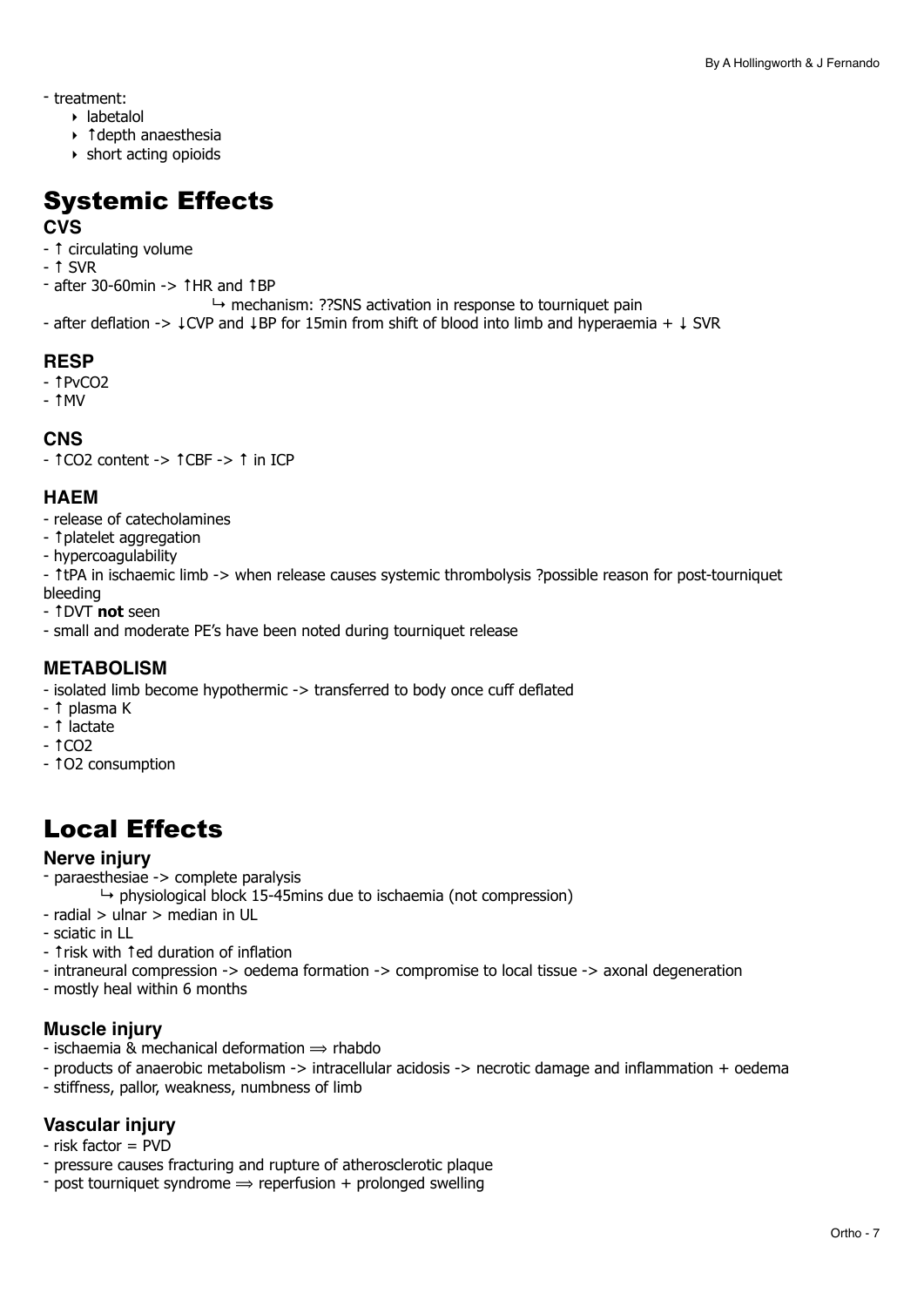- treatment:
    - labetalol
    - ↑depth anaesthesia
    - short acting opioids

# Systemic Effects

### CVS

- ↑ circulating volume
- ↑ SVR
- after 30-60min -> ↑HR and ↑BP
    - ↳ mechanism: ??SNS activation in response to tourniquet pain
- after deflation -> ↓CVP and ↓BP for 15min from shift of blood into limb and hyperaemia + ↓ SVR

### RESP

- ↑$PvCO_2$
- ↑MV

### CNS

- ↑$CO_2$ content -> ↑CBF -> ↑ in ICP

### HAEM

- release of catecholamines
- ↑platelet aggregation
- hypercoagulability
- ↑tPA in ischaemic limb -> when release causes systemic thrombolysis ?possible reason for post-tourniquet bleeding
- ↑DVT **not** seen
- small and moderate PE's have been noted during tourniquet release

### METABOLISM

- isolated limb become hypothermic -> transferred to body once cuff deflated
- ↑ plasma K
- ↑ lactate
- ↑$CO_2$
- ↑$O_2$ consumption

# Local Effects

### Nerve injury

- paraesthesiae -> complete paralysis
    - ↳ physiological block 15-45mins due to ischaemia (not compression)
- radial > ulnar > median in UL
- sciatic in LL
- ↑risk with ↑ed duration of inflation
- intraneural compression -> oedema formation -> compromise to local tissue -> axonal degeneration
- mostly heal within 6 months

### Muscle injury

- ischaemia & mechanical deformation ⟹ rhabdo
- products of anaerobic metabolism -> intracellular acidosis -> necrotic damage and inflammation + oedema
- stiffness, pallor, weakness, numbness of limb

### Vascular injury

- risk factor = PVD
- pressure causes fracturing and rupture of atherosclerotic plaque
- post tourniquet syndrome ⟹ reperfusion + prolonged swelling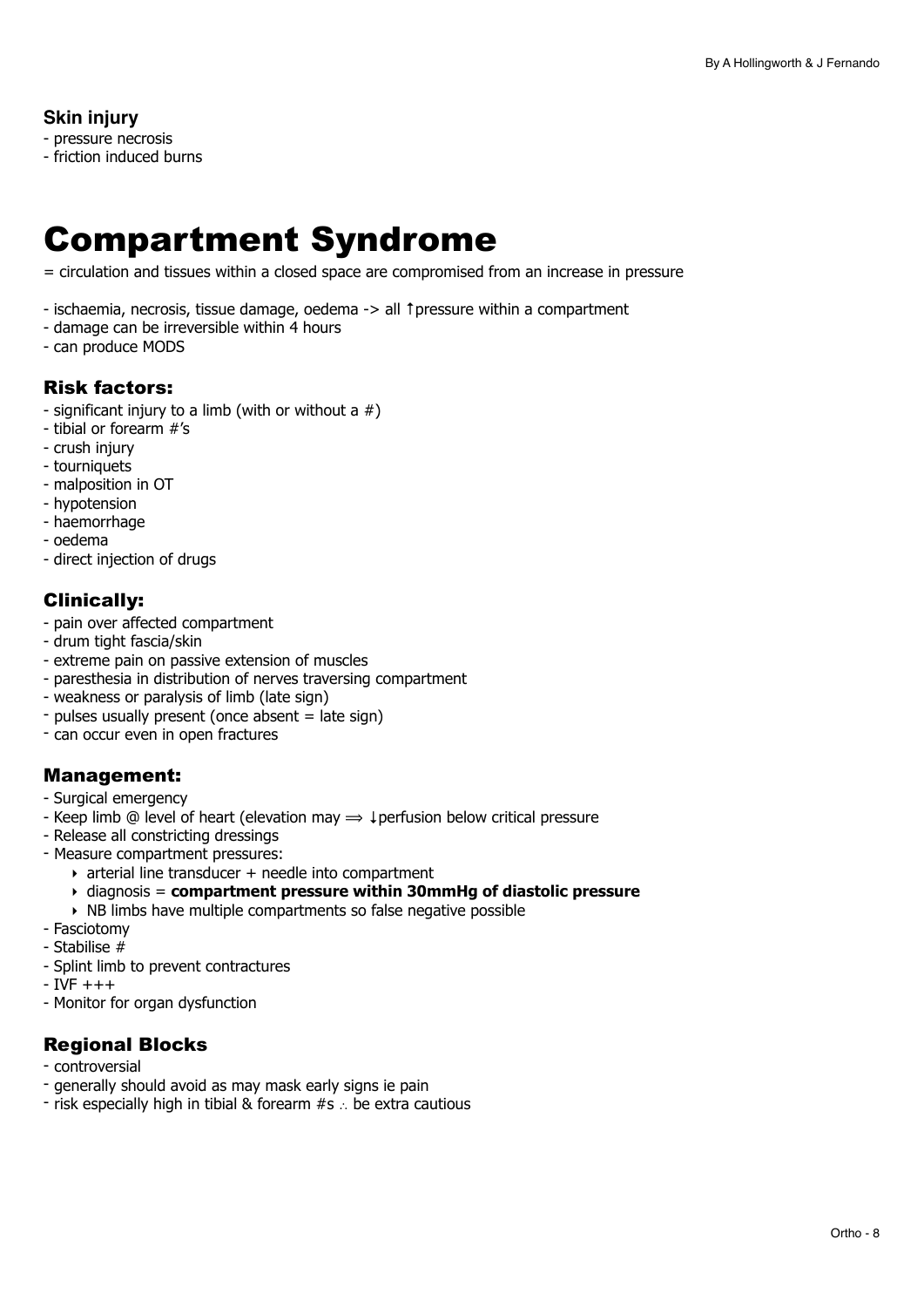**Skin injury**

- pressure necrosis
- friction induced burns

# Compartment Syndrome

= circulation and tissues within a closed space are compromised from an increase in pressure

- ischaemia, necrosis, tissue damage, oedema -> all ↑pressure within a compartment
- damage can be irreversible within 4 hours
- can produce MODS

## Risk factors:

- significant injury to a limb (with or without a #)
- tibial or forearm #'s
- crush injury
- tourniquets
- malposition in OT
- hypotension
- haemorrhage
- oedema
- direct injection of drugs

## Clinically:

- pain over affected compartment
- drum tight fascia/skin
- extreme pain on passive extension of muscles
- paresthesia in distribution of nerves traversing compartment
- weakness or paralysis of limb (late sign)
- pulses usually present (once absent = late sign)
- can occur even in open fractures

## Management:

- Surgical emergency
- Keep limb @ level of heart (elevation may ⟹ ↓perfusion below critical pressure
- Release all constricting dressings
- Measure compartment pressures:
    - arterial line transducer + needle into compartment
    - diagnosis = **compartment pressure within 30mmHg of diastolic pressure**
    - NB limbs have multiple compartments so false negative possible
- Fasciotomy
- Stabilise #
- Splint limb to prevent contractures
- IVF +++
- Monitor for organ dysfunction

## Regional Blocks

- controversial
- generally should avoid as may mask early signs ie pain
- risk especially high in tibial & forearm #s ∴ be extra cautious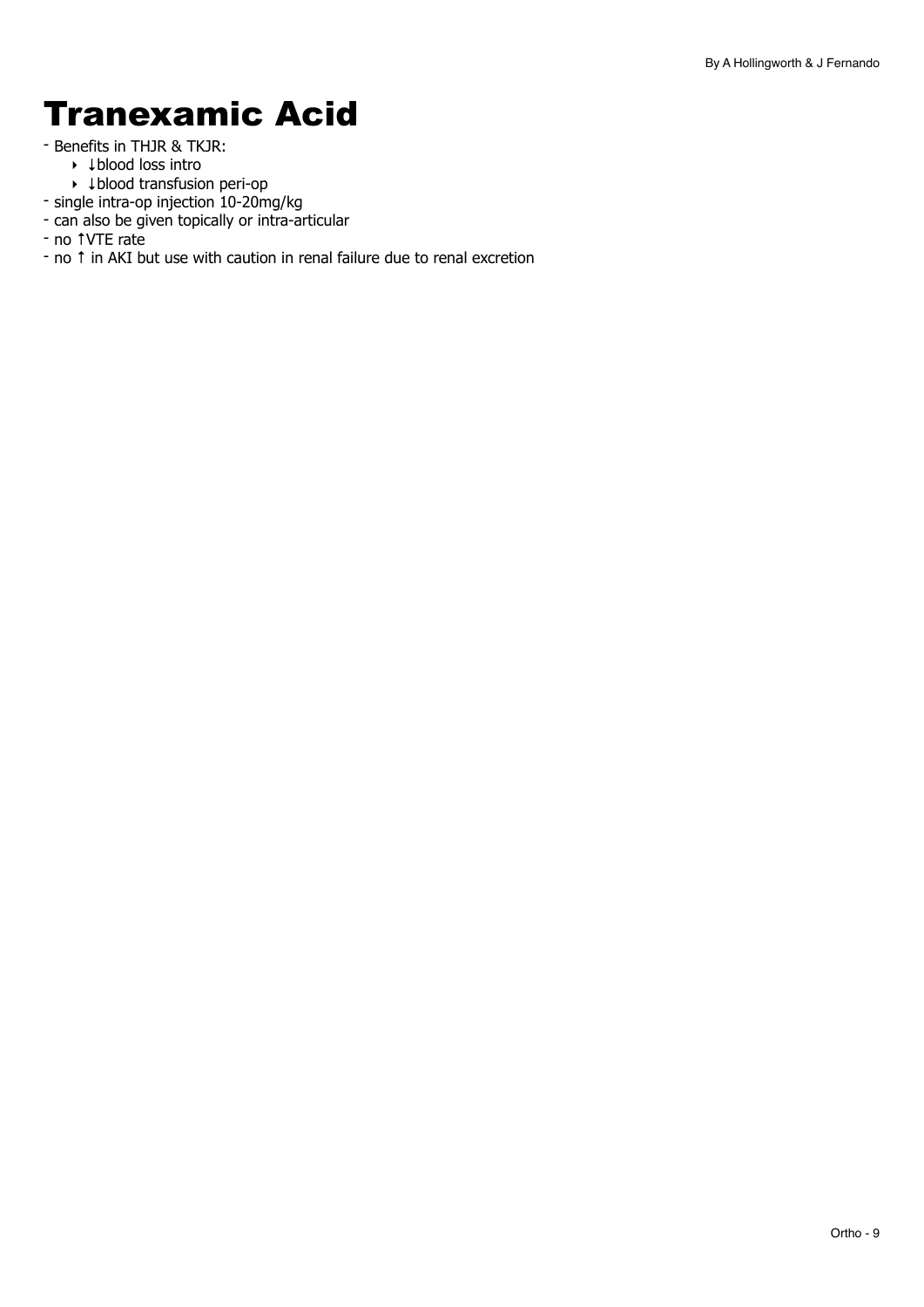# Tranexamic Acid

- Benefits in THJR & TKJR:
    - ↓blood loss intro
    - ↓blood transfusion peri-op
- single intra-op injection 10-20mg/kg
- can also be given topically or intra-articular
- no ↑VTE rate
- no ↑ in AKI but use with caution in renal failure due to renal excretion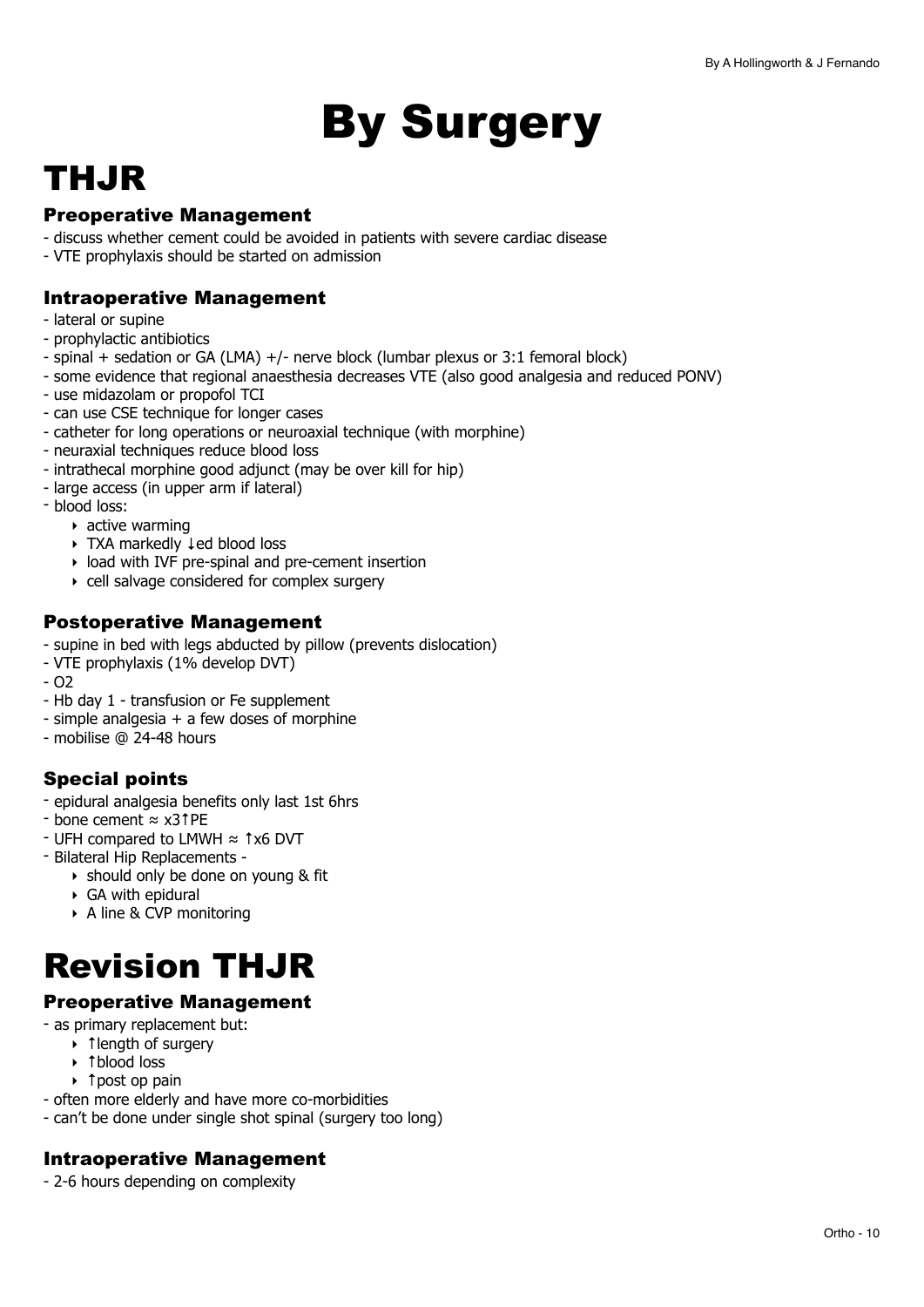# By Surgery

# THJR

### Preoperative Management

- discuss whether cement could be avoided in patients with severe cardiac disease
- VTE prophylaxis should be started on admission

### Intraoperative Management

- lateral or supine
- prophylactic antibiotics
- spinal + sedation or GA (LMA) +/- nerve block (lumbar plexus or 3:1 femoral block)
- some evidence that regional anaesthesia decreases VTE (also good analgesia and reduced PONV)
- use midazolam or propofol TCI
- can use CSE technique for longer cases
- catheter for long operations or neuroaxial technique (with morphine)
- neuraxial techniques reduce blood loss
- intrathecal morphine good adjunct (may be over kill for hip)
- large access (in upper arm if lateral)
- blood loss:
    - active warming
    - TXA markedly ↓ed blood loss
    - load with IVF pre-spinal and pre-cement insertion
    - cell salvage considered for complex surgery

### Postoperative Management

- supine in bed with legs abducted by pillow (prevents dislocation)
- VTE prophylaxis (1% develop DVT)
- O2
- Hb day 1 - transfusion or Fe supplement
- simple analgesia + a few doses of morphine
- mobilise @ 24-48 hours

### Special points

- epidural analgesia benefits only last 1st 6hrs
- bone cement ≈ x3↑PE
- UFH compared to LMWH ≈ ↑x6 DVT
- Bilateral Hip Replacements -
    - should only be done on young & fit
    - GA with epidural
    - A line & CVP monitoring

# Revision THJR

### Preoperative Management

- as primary replacement but:
    - ↑length of surgery
    - ↑blood loss
    - ↑post op pain
- often more elderly and have more co-morbidities
- can't be done under single shot spinal (surgery too long)

### Intraoperative Management

- 2-6 hours depending on complexity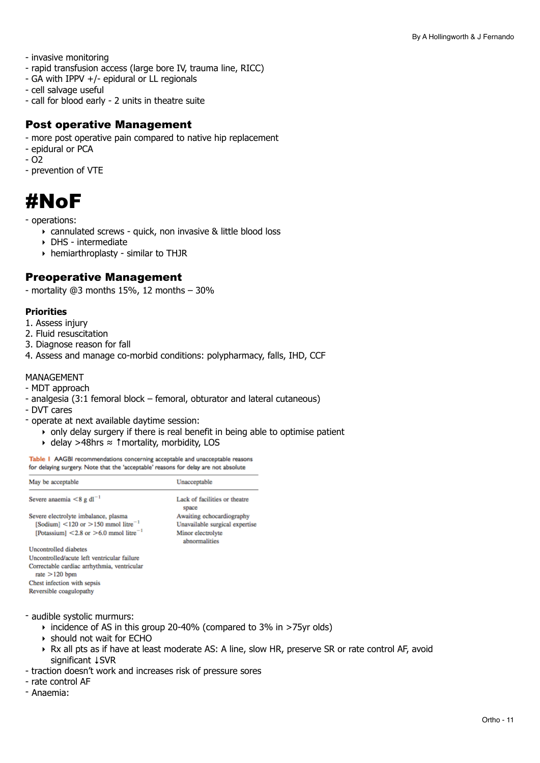- invasive monitoring
- rapid transfusion access (large bore IV, trauma line, RICC)
- GA with IPPV +/- epidural or LL regionals
- cell salvage useful
- call for blood early - 2 units in theatre suite

## Post operative Management

- more post operative pain compared to native hip replacement
- epidural or PCA
- O2
- prevention of VTE

# #NoF

- operations:
  - cannulated screws - quick, non invasive & little blood loss
  - DHS - intermediate
  - hemiarthroplasty - similar to THJR

## Preoperative Management

- mortality @3 months 15%, 12 months – 30%

### Priorities

1. Assess injury
2. Fluid resuscitation
3. Diagnose reason for fall
4. Assess and manage co-morbid conditions: polypharmacy, falls, IHD, CCF

MANAGEMENT

- MDT approach
- analgesia (3:1 femoral block – femoral, obturator and lateral cutaneous)
- DVT cares
- operate at next available daytime session:
  - only delay surgery if there is real benefit in being able to optimise patient
  - delay >48hrs ≈ ↑mortality, morbidity, LOS

**Table 1** AAGBI recommendations concerning acceptable and unacceptable reasons for delaying surgery. Note that the 'acceptable' reasons for delay are not absolute

| May be acceptable | Unacceptable |
|---|---|
| Severe anaemia $<8$ g dl$^{-1}$ | Lack of facilities or theatre space |
| Severe electrolyte imbalance, plasma [Sodium] $<120$ or $>150$ mmol litre$^{-1}$ [Potassium] $<2.8$ or $>6.0$ mmol litre$^{-1}$ | Awaiting echocardiography |
| Uncontrolled diabetes | Unavailable surgical expertise |
| Uncontrolled/acute left ventricular failure | Minor electrolyte abnormalities |
| Correctable cardiac arrhythmia, ventricular rate $>120$ bpm | |
| Chest infection with sepsis | |
| Reversible coagulopathy | |

- audible systolic murmurs:
  - incidence of AS in this group 20-40% (compared to 3% in >75yr olds)
  - should not wait for ECHO
  - Rx all pts as if have at least moderate AS: A line, slow HR, preserve SR or rate control AF, avoid significant ↓SVR
- traction doesn't work and increases risk of pressure sores
- rate control AF
- Anaemia: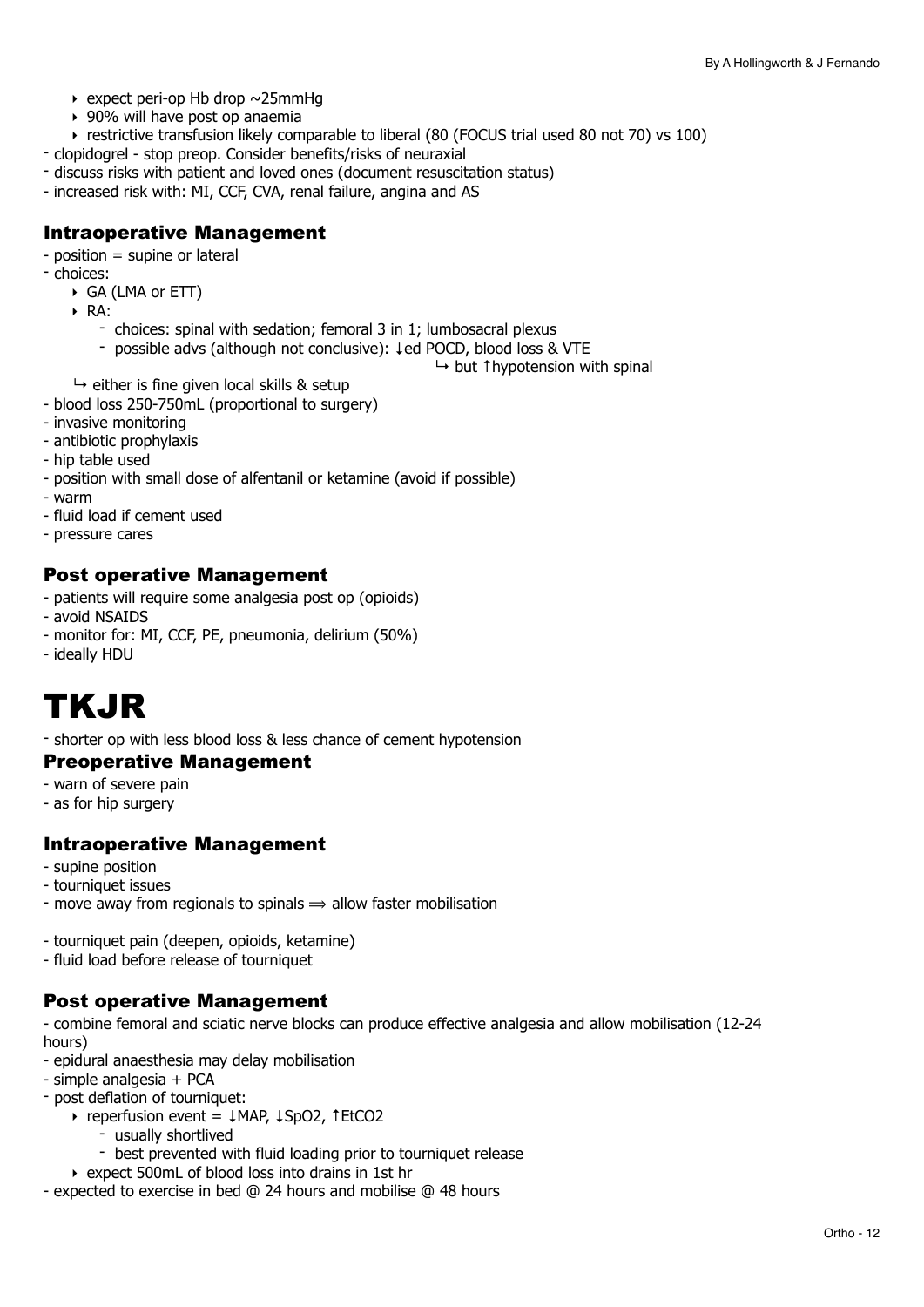- expect peri-op Hb drop ~25mmHg
- 90% will have post op anaemia
- restrictive transfusion likely comparable to liberal (80 (FOCUS trial used 80 not 70) vs 100)

- clopidogrel - stop preop. Consider benefits/risks of neuraxial
- discuss risks with patient and loved ones (document resuscitation status)
- increased risk with: MI, CCF, CVA, renal failure, angina and AS

### Intraoperative Management

- position = supine or lateral
- choices:
  - GA (LMA or ETT)
  - RA:
    - choices: spinal with sedation; femoral 3 in 1; lumbosacral plexus
    - possible advs (although not conclusive): ↓ed POCD, blood loss & VTE
      - ↳ but ↑hypotension with spinal
  - ↳ either is fine given local skills & setup
- blood loss 250-750mL (proportional to surgery)
- invasive monitoring
- antibiotic prophylaxis
- hip table used
- position with small dose of alfentanil or ketamine (avoid if possible)
- warm
- fluid load if cement used
- pressure cares

### Post operative Management

- patients will require some analgesia post op (opioids)
- avoid NSAIDS
- monitor for: MI, CCF, PE, pneumonia, delirium (50%)
- ideally HDU

# TKJR

- shorter op with less blood loss & less chance of cement hypotension

### Preoperative Management

- warn of severe pain
- as for hip surgery

### Intraoperative Management

- supine position
- tourniquet issues
- move away from regionals to spinals ⟹ allow faster mobilisation

- tourniquet pain (deepen, opioids, ketamine)
- fluid load before release of tourniquet

### Post operative Management

- combine femoral and sciatic nerve blocks can produce effective analgesia and allow mobilisation (12-24 hours)
- epidural anaesthesia may delay mobilisation
- simple analgesia + PCA
- post deflation of tourniquet:
  - reperfusion event = ↓MAP, ↓SpO2, ↑EtCO2
    - usually shortlived
    - best prevented with fluid loading prior to tourniquet release
  - expect 500mL of blood loss into drains in 1st hr
- expected to exercise in bed @ 24 hours and mobilise @ 48 hours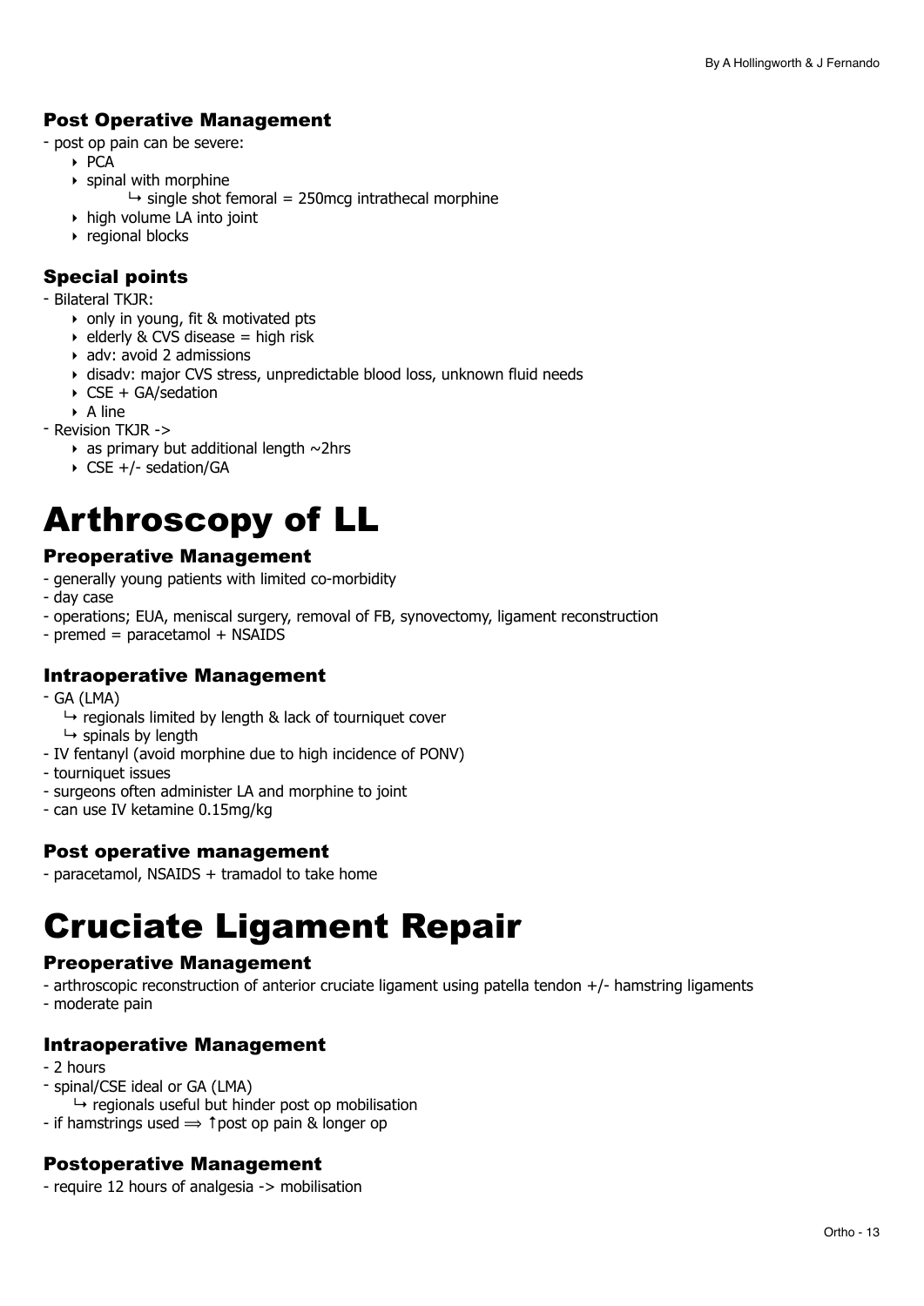### Post Operative Management

- post op pain can be severe:
    - PCA
    - spinal with morphine
        - ↳ single shot femoral = 250mcg intrathecal morphine
    - high volume LA into joint
    - regional blocks

### Special points

- Bilateral TKJR:
    - only in young, fit & motivated pts
    - elderly & CVS disease = high risk
    - adv: avoid 2 admissions
    - disadv: major CVS stress, unpredictable blood loss, unknown fluid needs
    - CSE + GA/sedation
    - A line
- Revision TKJR ->
    - as primary but additional length ~2hrs
    - CSE +/- sedation/GA

# Arthroscopy of LL

### Preoperative Management

- generally young patients with limited co-morbidity
- day case
- operations; EUA, meniscal surgery, removal of FB, synovectomy, ligament reconstruction
- premed = paracetamol + NSAIDS

### Intraoperative Management

- GA (LMA)
    - ↳ regionals limited by length & lack of tourniquet cover
    - ↳ spinals by length
- IV fentanyl (avoid morphine due to high incidence of PONV)
- tourniquet issues
- surgeons often administer LA and morphine to joint
- can use IV ketamine 0.15mg/kg

### Post operative management

- paracetamol, NSAIDS + tramadol to take home

# Cruciate Ligament Repair

### Preoperative Management

- arthroscopic reconstruction of anterior cruciate ligament using patella tendon +/- hamstring ligaments
- moderate pain

### Intraoperative Management

- 2 hours
- spinal/CSE ideal or GA (LMA)
    - ↳ regionals useful but hinder post op mobilisation
- if hamstrings used ⟹ ↑post op pain & longer op

### Postoperative Management

- require 12 hours of analgesia -> mobilisation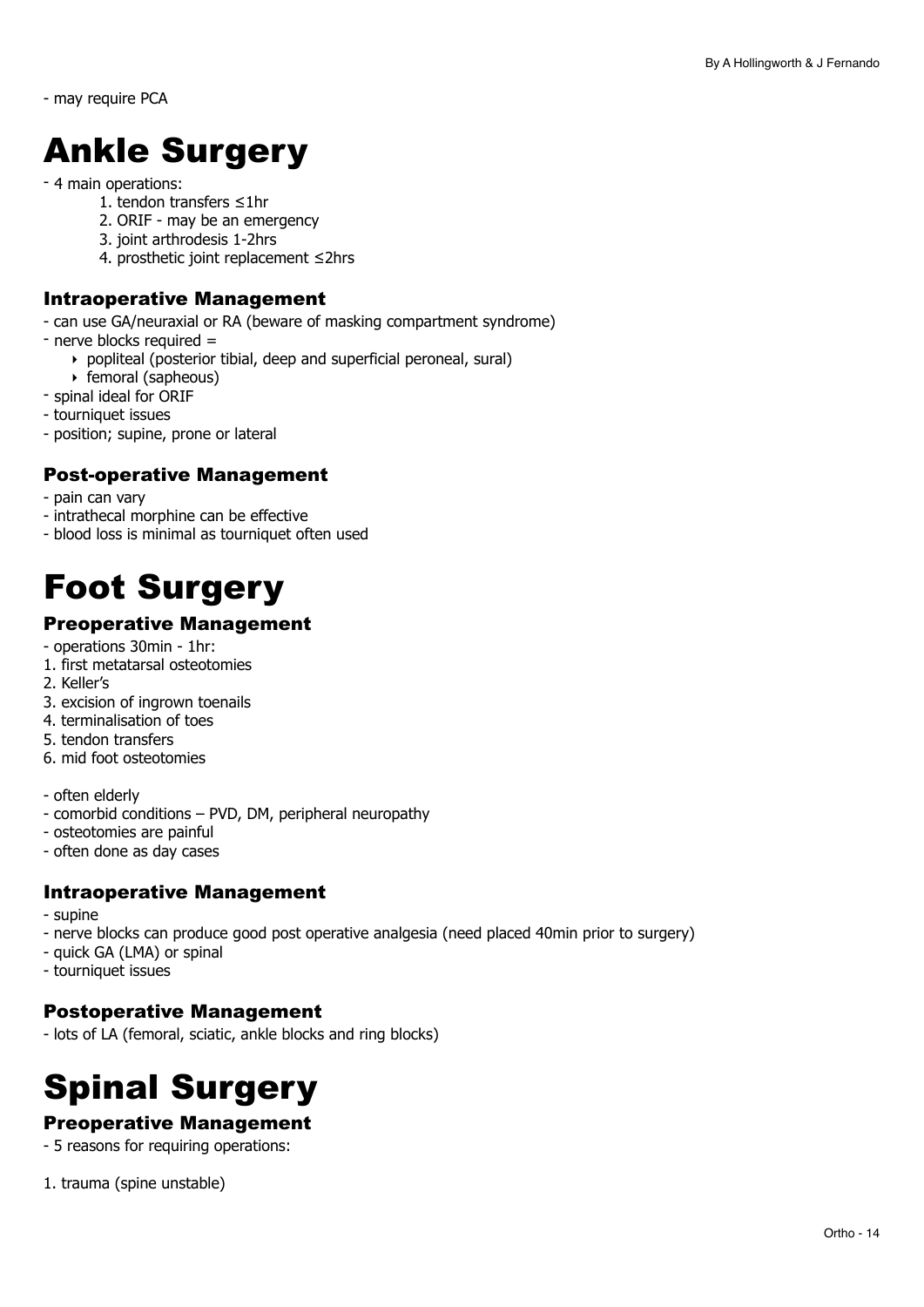- may require PCA

# Ankle Surgery

- 4 main operations:
    1. tendon transfers ≤1hr
    2. ORIF - may be an emergency
    3. joint arthrodesis 1-2hrs
    4. prosthetic joint replacement ≤2hrs

### Intraoperative Management

- can use GA/neuraxial or RA (beware of masking compartment syndrome)
- nerve blocks required =
    - popliteal (posterior tibial, deep and superficial peroneal, sural)
    - femoral (sapheous)
- spinal ideal for ORIF
- tourniquet issues
- position; supine, prone or lateral

### Post-operative Management

- pain can vary
- intrathecal morphine can be effective
- blood loss is minimal as tourniquet often used

# Foot Surgery

### Preoperative Management

- operations 30min - 1hr:

1. first metatarsal osteotomies
2. Keller's
3. excision of ingrown toenails
4. terminalisation of toes
5. tendon transfers
6. mid foot osteotomies

- often elderly
- comorbid conditions – PVD, DM, peripheral neuropathy
- osteotomies are painful
- often done as day cases

### Intraoperative Management

- supine
- nerve blocks can produce good post operative analgesia (need placed 40min prior to surgery)
- quick GA (LMA) or spinal
- tourniquet issues

### Postoperative Management

- lots of LA (femoral, sciatic, ankle blocks and ring blocks)

# Spinal Surgery

### Preoperative Management

- 5 reasons for requiring operations:

1. trauma (spine unstable)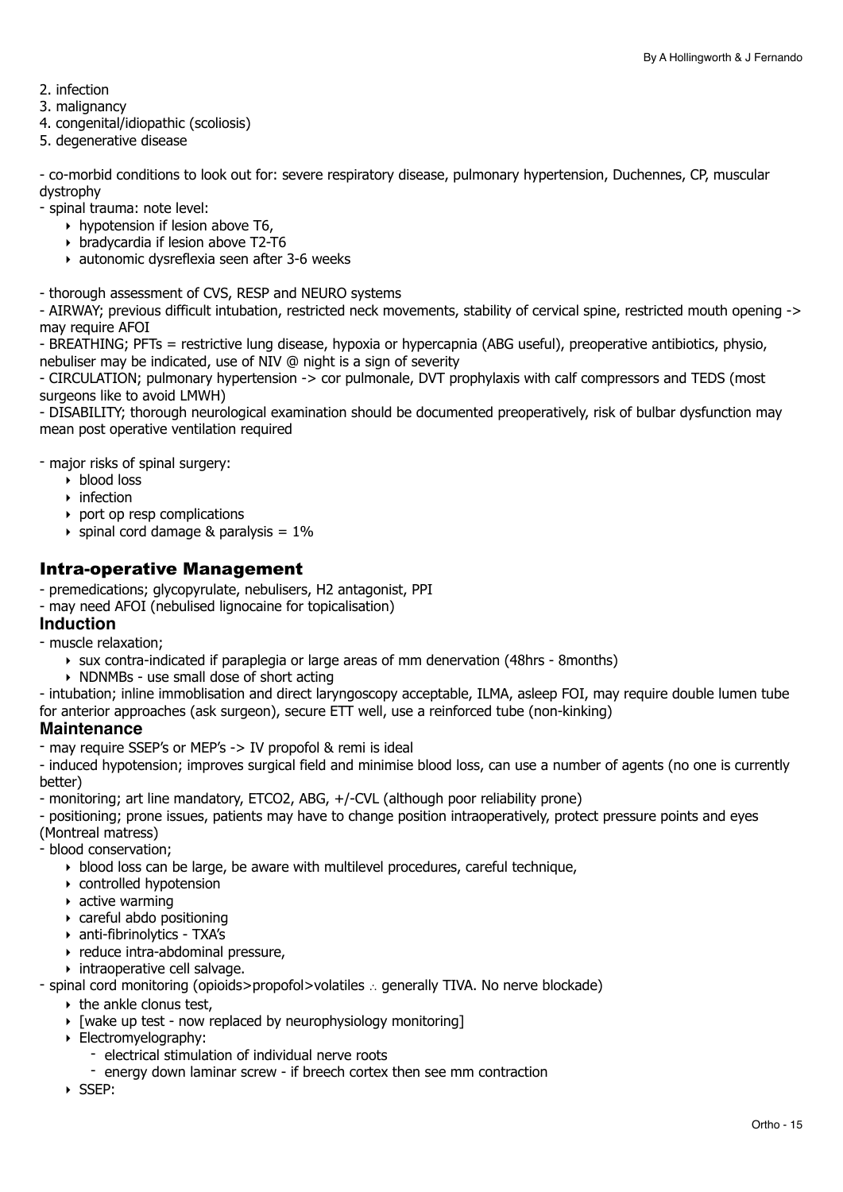2. infection
3. malignancy
4. congenital/idiopathic (scoliosis)
5. degenerative disease

- co-morbid conditions to look out for: severe respiratory disease, pulmonary hypertension, Duchennes, CP, muscular dystrophy
- spinal trauma: note level:
    - hypotension if lesion above T6,
    - bradycardia if lesion above T2-T6
    - autonomic dysreflexia seen after 3-6 weeks

- thorough assessment of CVS, RESP and NEURO systems
- AIRWAY; previous difficult intubation, restricted neck movements, stability of cervical spine, restricted mouth opening -> may require AFOI
- BREATHING; PFTs = restrictive lung disease, hypoxia or hypercapnia (ABG useful), preoperative antibiotics, physio, nebuliser may be indicated, use of NIV @ night is a sign of severity
- CIRCULATION; pulmonary hypertension -> cor pulmonale, DVT prophylaxis with calf compressors and TEDS (most surgeons like to avoid LMWH)
- DISABILITY; thorough neurological examination should be documented preoperatively, risk of bulbar dysfunction may mean post operative ventilation required

- major risks of spinal surgery:
    - blood loss
    - infection
    - port op resp complications
    - spinal cord damage & paralysis = 1%

## Intra-operative Management

- premedications; glycopyrulate, nebulisers, H2 antagonist, PPI
- may need AFOI (nebulised lignocaine for topicalisation)

### Induction

- muscle relaxation;
    - sux contra-indicated if paraplegia or large areas of mm denervation (48hrs - 8months)
    - NDNMBs - use small dose of short acting
- intubation; inline immoblisation and direct laryngoscopy acceptable, ILMA, asleep FOI, may require double lumen tube for anterior approaches (ask surgeon), secure ETT well, use a reinforced tube (non-kinking)

### Maintenance

- may require SSEP's or MEP's -> IV propofol & remi is ideal
- induced hypotension; improves surgical field and minimise blood loss, can use a number of agents (no one is currently better)
- monitoring; art line mandatory, ETCO2, ABG, +/-CVL (although poor reliability prone)
- positioning; prone issues, patients may have to change position intraoperatively, protect pressure points and eyes (Montreal matress)
- blood conservation;
    - blood loss can be large, be aware with multilevel procedures, careful technique,
    - controlled hypotension
    - active warming
    - careful abdo positioning
    - anti-fibrinolytics - TXA's
    - reduce intra-abdominal pressure,
    - intraoperative cell salvage.
- spinal cord monitoring (opioids>propofol>volatiles ∴ generally TIVA. No nerve blockade)
    - the ankle clonus test,
    - [wake up test - now replaced by neurophysiology monitoring]
    - Electromyelography:
        - electrical stimulation of individual nerve roots
        - energy down laminar screw - if breech cortex then see mm contraction
    - SSEP: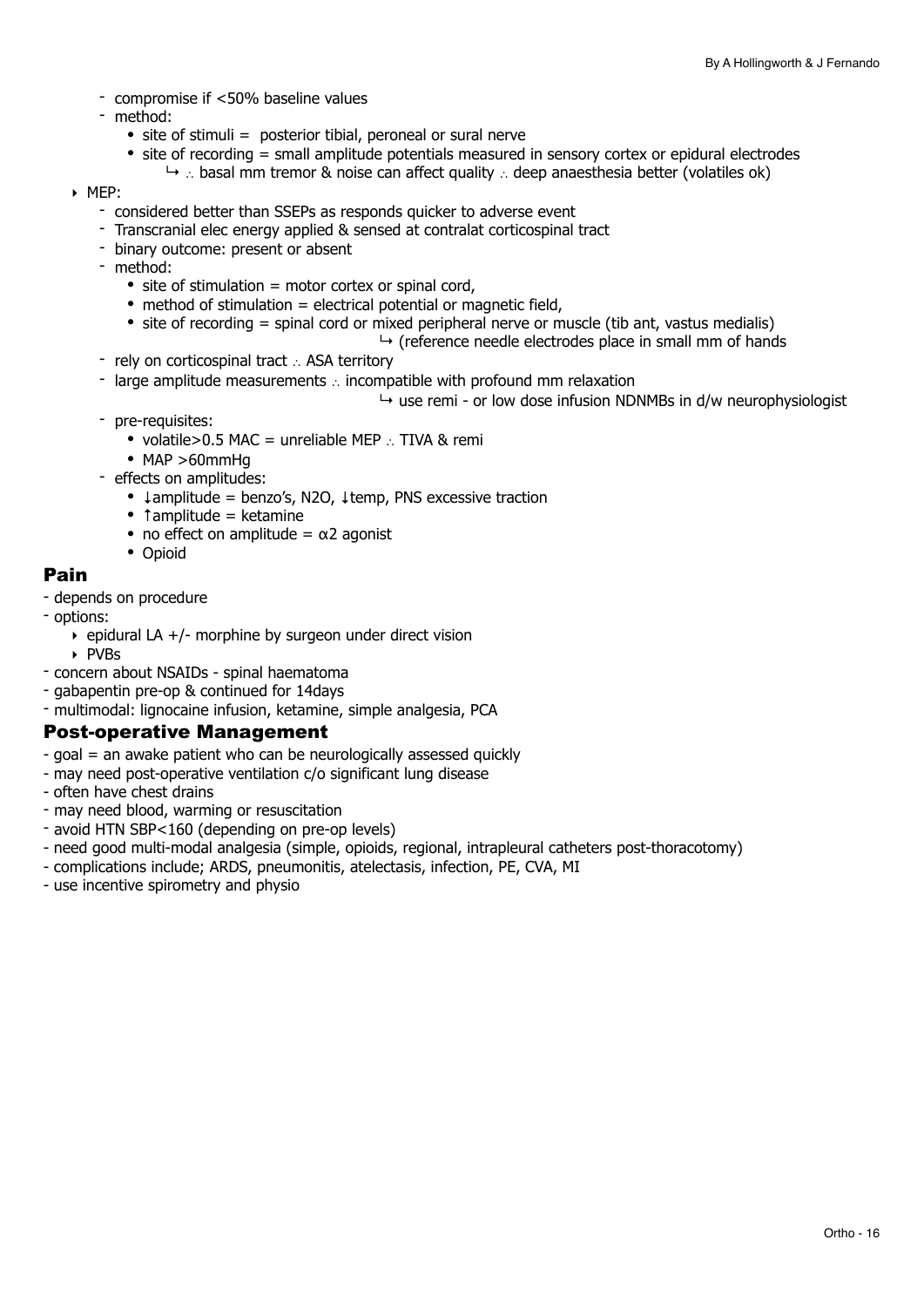- compromise if <50% baseline values
- method:
  - site of stimuli = posterior tibial, peroneal or sural nerve
  - site of recording = small amplitude potentials measured in sensory cortex or epidural electrodes
    ↳ ∴ basal mm tremor & noise can affect quality ∴ deep anaesthesia better (volatiles ok)

- MEP:
  - considered better than SSEPs as responds quicker to adverse event
  - Transcranial elec energy applied & sensed at contralat corticospinal tract
  - binary outcome: present or absent
  - method:
    - site of stimulation = motor cortex or spinal cord,
    - method of stimulation = electrical potential or magnetic field,
    - site of recording = spinal cord or mixed peripheral nerve or muscle (tib ant, vastus medialis)
      ↳ (reference needle electrodes place in small mm of hands
  - rely on corticospinal tract ∴ ASA territory
  - large amplitude measurements ∴ incompatible with profound mm relaxation
    ↳ use remi - or low dose infusion NDNMBs in d/w neurophysiologist
  - pre-requisites:
    - volatile>0.5 MAC = unreliable MEP ∴ TIVA & remi
    - MAP >60mmHg
  - effects on amplitudes:
    - ↓amplitude = benzo's, N2O, ↓temp, PNS excessive traction
    - ↑amplitude = ketamine
    - no effect on amplitude = α2 agonist
    - Opioid

## Pain

- depends on procedure
- options:
  - epidural LA +/- morphine by surgeon under direct vision
  - PVBs
- concern about NSAIDs - spinal haematoma
- gabapentin pre-op & continued for 14days
- multimodal: lignocaine infusion, ketamine, simple analgesia, PCA

## Post-operative Management

- goal = an awake patient who can be neurologically assessed quickly
- may need post-operative ventilation c/o significant lung disease
- often have chest drains
- may need blood, warming or resuscitation
- avoid HTN SBP<160 (depending on pre-op levels)
- need good multi-modal analgesia (simple, opioids, regional, intrapleural catheters post-thoracotomy)
- complications include; ARDS, pneumonitis, atelectasis, infection, PE, CVA, MI
- use incentive spirometry and physio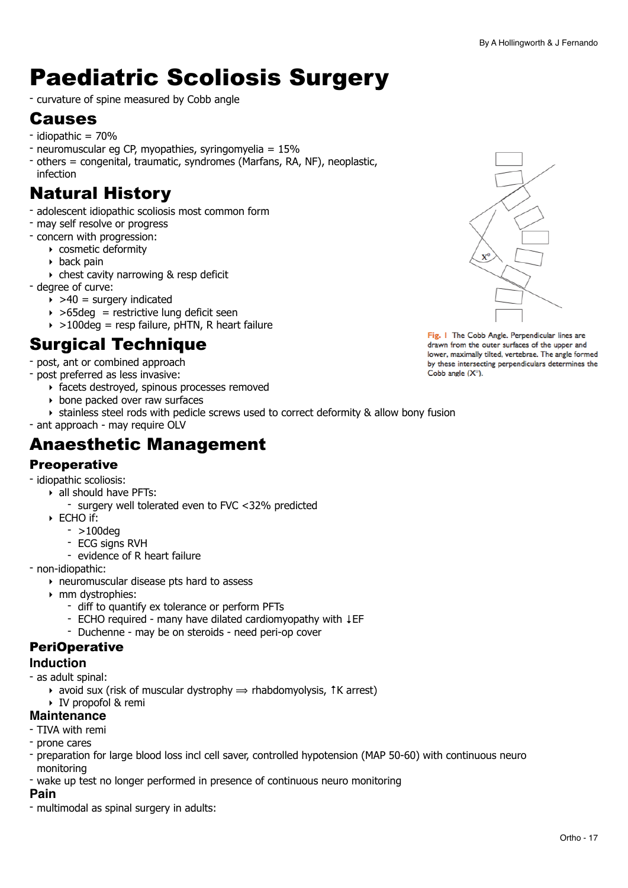# Paediatric Scoliosis Surgery

- curvature of spine measured by Cobb angle

## Causes

- idiopathic = 70%
- neuromuscular eg CP, myopathies, syringomyelia = 15%
- others = congenital, traumatic, syndromes (Marfans, RA, NF), neoplastic, infection

## Natural History

- adolescent idiopathic scoliosis most common form
- may self resolve or progress
- concern with progression:
    - cosmetic deformity
    - back pain
    - chest cavity narrowing & resp deficit
- degree of curve:
    - >40 = surgery indicated
    - >65deg = restrictive lung deficit seen
    - >100deg = resp failure, pHTN, R heart failure

Fig. 1 The Cobb Angle. Perpendicular lines are drawn from the outer surfaces of the upper and lower, maximally tilted, vertebrae. The angle formed by these intersecting perpendiculars determines the Cobb angle (X°).

## Surgical Technique

- post, ant or combined approach
- post preferred as less invasive:
    - facets destroyed, spinous processes removed
    - bone packed over raw surfaces
    - stainless steel rods with pedicle screws used to correct deformity & allow bony fusion
- ant approach - may require OLV

## Anaesthetic Management

### Preoperative

- idiopathic scoliosis:
    - all should have PFTs:
        - surgery well tolerated even to FVC <32% predicted
    - ECHO if:
        - >100deg
        - ECG signs RVH
        - evidence of R heart failure
- non-idiopathic:
    - neuromuscular disease pts hard to assess
    - mm dystrophies:
        - diff to quantify ex tolerance or perform PFTs
        - ECHO required - many have dilated cardiomyopathy with ↓EF
        - Duchenne - may be on steroids - need peri-op cover

### PeriOperative

#### Induction

- as adult spinal:
    - avoid sux (risk of muscular dystrophy ⟹ rhabdomyolysis, ↑K arrest)
    - IV propofol & remi

#### Maintenance

- TIVA with remi
- prone cares
- preparation for large blood loss incl cell saver, controlled hypotension (MAP 50-60) with continuous neuro monitoring
- wake up test no longer performed in presence of continuous neuro monitoring

#### Pain

- multimodal as spinal surgery in adults: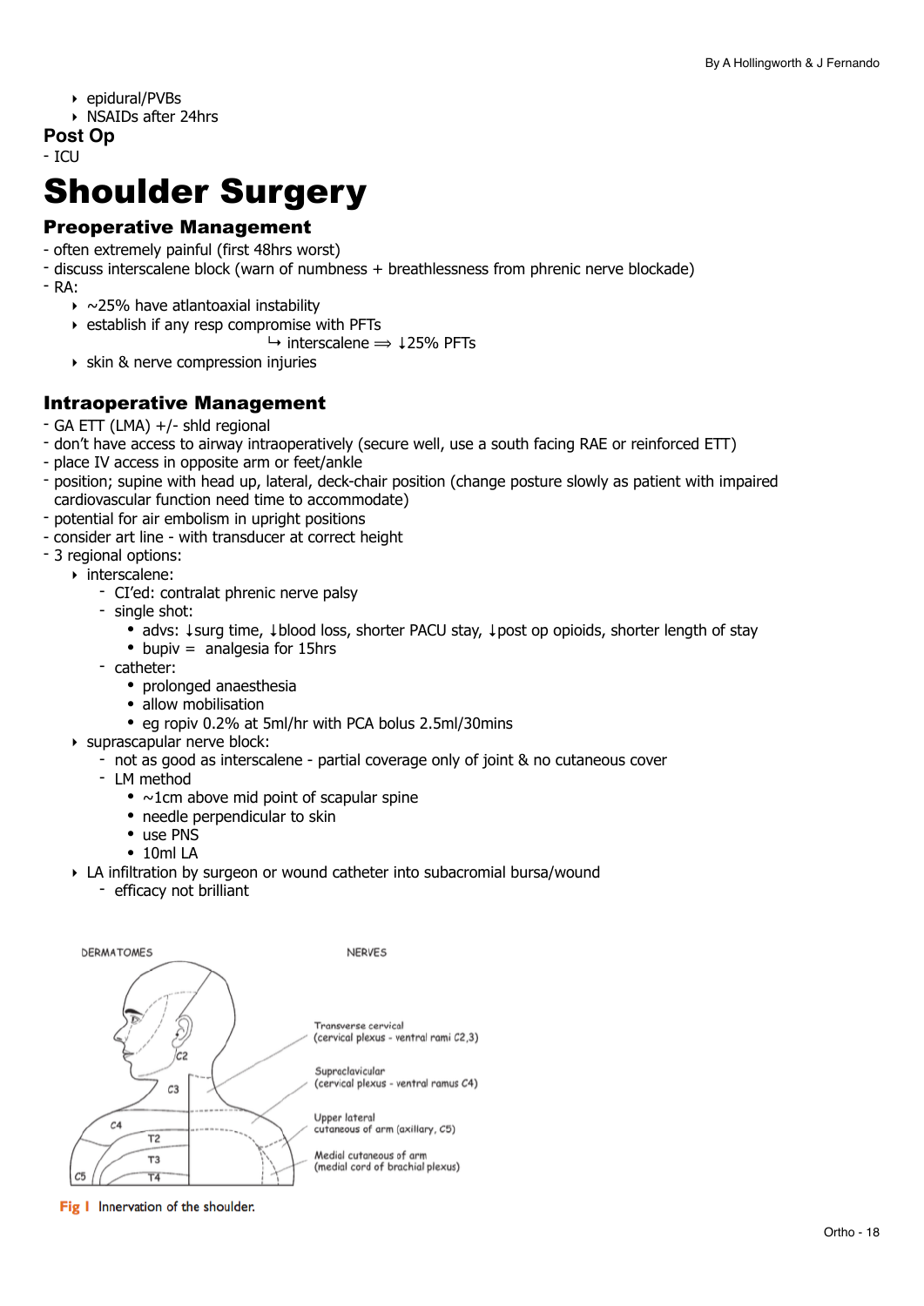- epidural/PVBs
- NSAIDs after 24hrs

### Post Op

- ICU

# Shoulder Surgery

## Preoperative Management

- often extremely painful (first 48hrs worst)
- discuss interscalene block (warn of numbness + breathlessness from phrenic nerve blockade)
- RA:
  - ~25% have atlantoaxial instability
  - establish if any resp compromise with PFTs
    - ↳ interscalene ⟹ ↓25% PFTs
  - skin & nerve compression injuries

## Intraoperative Management

- GA ETT (LMA) +/- shld regional
- don't have access to airway intraoperatively (secure well, use a south facing RAE or reinforced ETT)
- place IV access in opposite arm or feet/ankle
- position; supine with head up, lateral, deck-chair position (change posture slowly as patient with impaired cardiovascular function need time to accommodate)
- potential for air embolism in upright positions
- consider art line - with transducer at correct height
- 3 regional options:
  - interscalene:
    - CI'ed: contralat phrenic nerve palsy
    - single shot:
      - advs: ↓surg time, ↓blood loss, shorter PACU stay, ↓post op opioids, shorter length of stay
      - bupiv = analgesia for 15hrs
    - catheter:
      - prolonged anaesthesia
      - allow mobilisation
      - eg ropiv 0.2% at 5ml/hr with PCA bolus 2.5ml/30mins
  - suprascapular nerve block:
    - not as good as interscalene - partial coverage only of joint & no cutaneous cover
    - LM method
      - ~1cm above mid point of scapular spine
      - needle perpendicular to skin
      - use PNS
      - 10ml LA
  - LA infiltration by surgeon or wound catheter into subacromial bursa/wound
    - efficacy not brilliant

DERMATOMES

NERVES

Transverse cervical (cervical plexus - ventral rami C2,3)

Supraclavicular (cervical plexus - ventral ramus C4)

Upper lateral cutaneous of arm (axillary, C5)

Medial cutaneous of arm (medial cord of brachial plexus)

C2, C3, C4, C5, T2, T3, T4

**Fig 1** Innervation of the shoulder.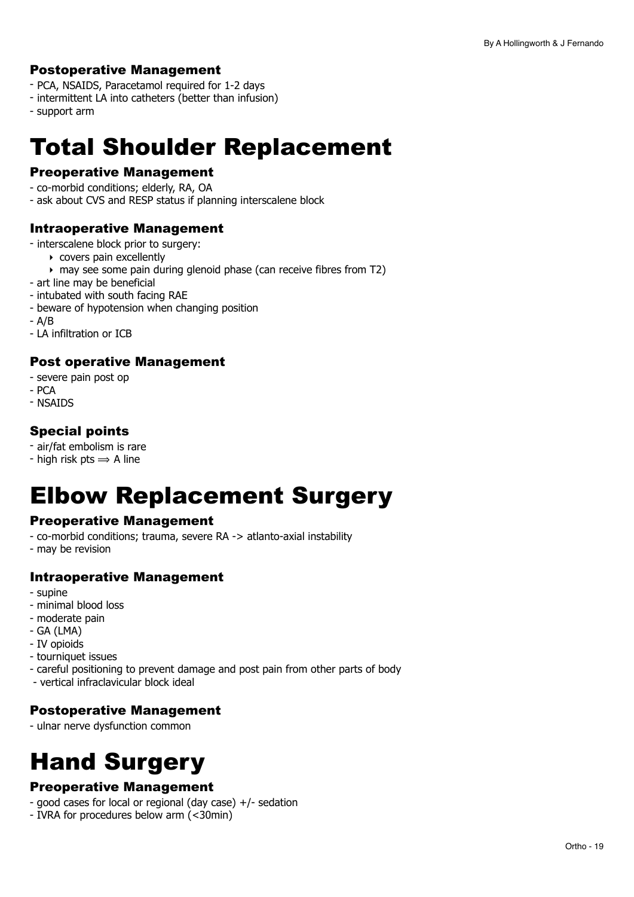### Postoperative Management

- PCA, NSAIDS, Paracetamol required for 1-2 days
- intermittent LA into catheters (better than infusion)
- support arm

# Total Shoulder Replacement

### Preoperative Management

- co-morbid conditions; elderly, RA, OA
- ask about CVS and RESP status if planning interscalene block

### Intraoperative Management

- interscalene block prior to surgery:
    - covers pain excellently
    - may see some pain during glenoid phase (can receive fibres from T2)
- art line may be beneficial
- intubated with south facing RAE
- beware of hypotension when changing position
- A/B
- LA infiltration or ICB

### Post operative Management

- severe pain post op
- PCA
- NSAIDS

### Special points

- air/fat embolism is rare
- high risk pts ⟹ A line

# Elbow Replacement Surgery

### Preoperative Management

- co-morbid conditions; trauma, severe RA -> atlanto-axial instability
- may be revision

### Intraoperative Management

- supine
- minimal blood loss
- moderate pain
- GA (LMA)
- IV opioids
- tourniquet issues
- careful positioning to prevent damage and post pain from other parts of body
- vertical infraclavicular block ideal

### Postoperative Management

- ulnar nerve dysfunction common

# Hand Surgery

### Preoperative Management

- good cases for local or regional (day case) +/- sedation
- IVRA for procedures below arm (<30min)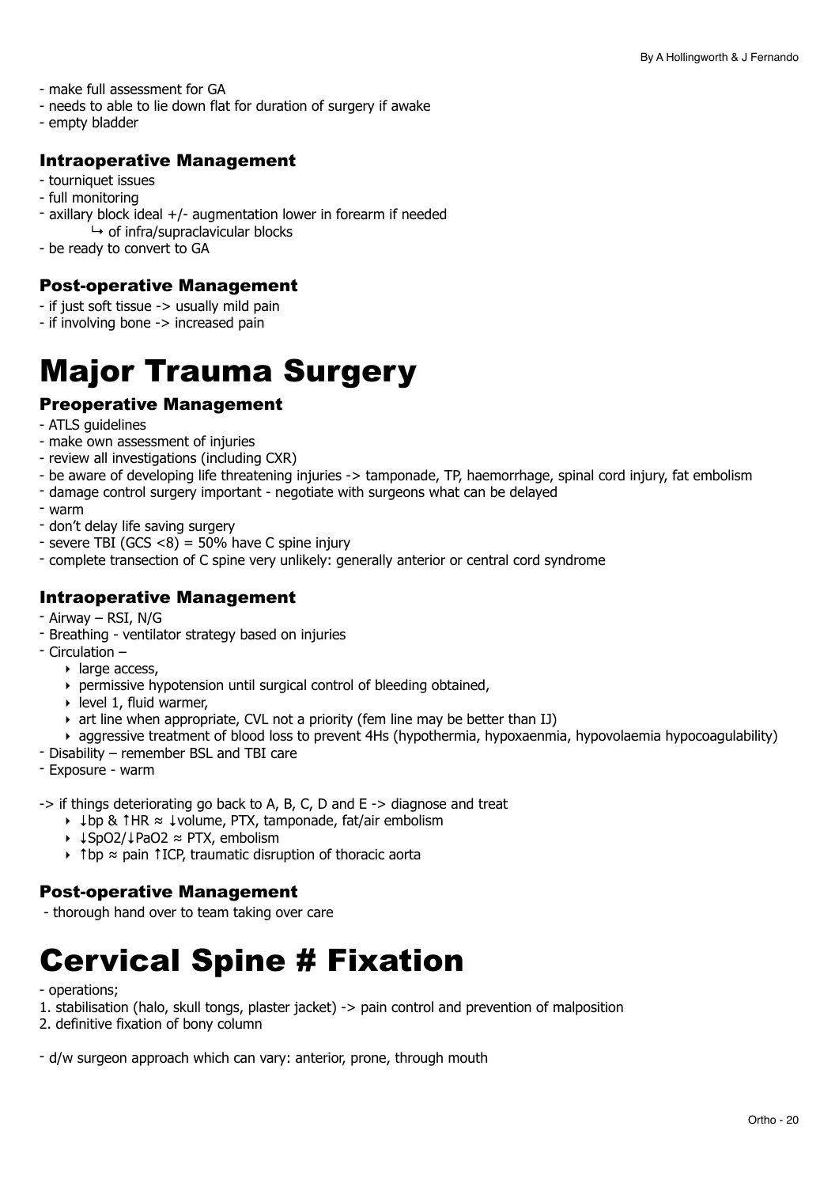- make full assessment for GA
- needs to able to lie down flat for duration of surgery if awake
- empty bladder

### Intraoperative Management

- tourniquet issues
- full monitoring
- axillary block ideal +/- augmentation lower in forearm if needed
    - ↳ of infra/supraclavicular blocks
- be ready to convert to GA

### Post-operative Management

- if just soft tissue -> usually mild pain
- if involving bone -> increased pain

# Major Trauma Surgery

### Preoperative Management

- ATLS guidelines
- make own assessment of injuries
- review all investigations (including CXR)
- be aware of developing life threatening injuries -> tamponade, TP, haemorrhage, spinal cord injury, fat embolism
- damage control surgery important - negotiate with surgeons what can be delayed
- warm
- don't delay life saving surgery
- severe TBI (GCS <8) = 50% have C spine injury
- complete transection of C spine very unlikely: generally anterior or central cord syndrome

### Intraoperative Management

- Airway – RSI, N/G
- Breathing - ventilator strategy based on injuries
- Circulation –
    - large access,
    - permissive hypotension until surgical control of bleeding obtained,
    - level 1, fluid warmer,
    - art line when appropriate, CVL not a priority (fem line may be better than IJ)
    - aggressive treatment of blood loss to prevent 4Hs (hypothermia, hypoxaenmia, hypovolaemia hypocoagulability)
- Disability – remember BSL and TBI care
- Exposure - warm

-> if things deteriorating go back to A, B, C, D and E -> diagnose and treat

- ↓bp & ↑HR ≈ ↓volume, PTX, tamponade, fat/air embolism
- ↓SpO2/↓PaO2 ≈ PTX, embolism
- ↑bp ≈ pain ↑ICP, traumatic disruption of thoracic aorta

### Post-operative Management

- thorough hand over to team taking over care

# Cervical Spine # Fixation

- operations;

1. stabilisation (halo, skull tongs, plaster jacket) -> pain control and prevention of malposition
2. definitive fixation of bony column

- d/w surgeon approach which can vary: anterior, prone, through mouth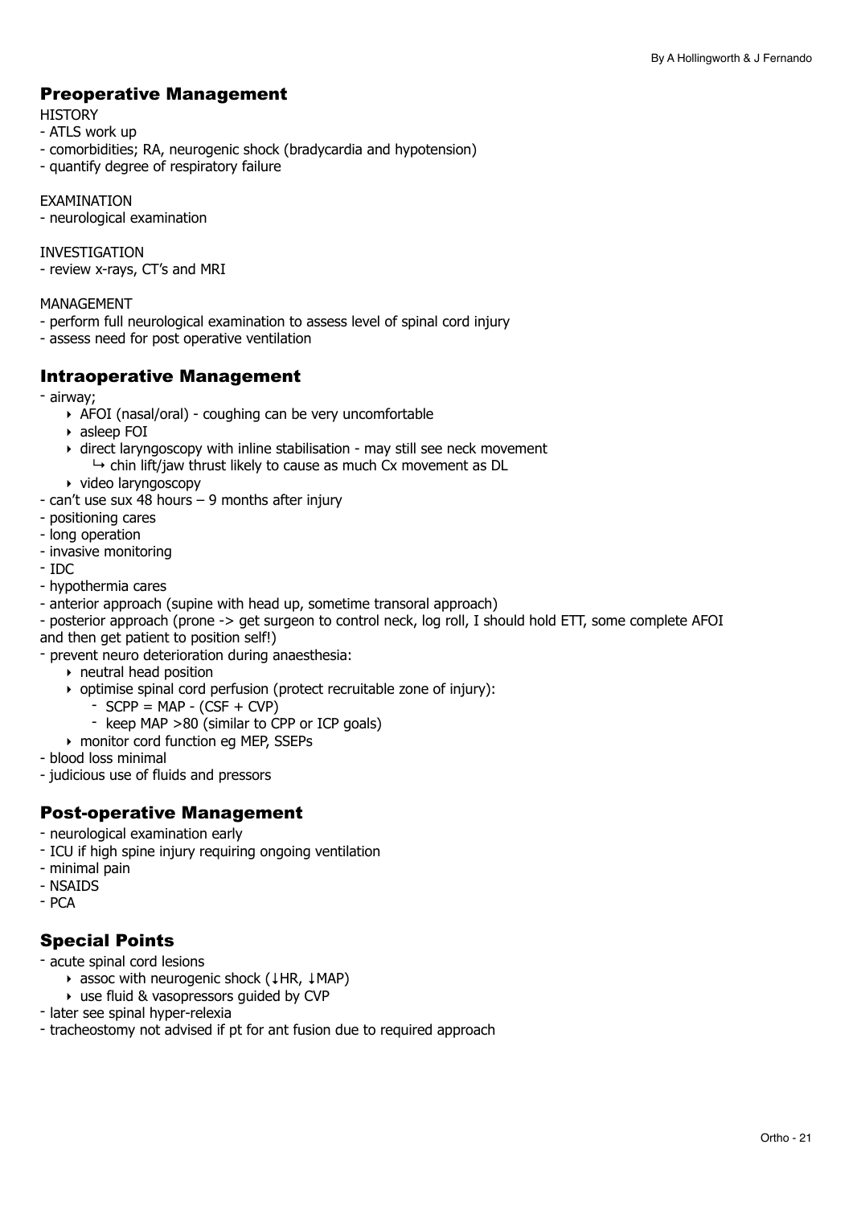## Preoperative Management

HISTORY
- ATLS work up
- comorbidities; RA, neurogenic shock (bradycardia and hypotension)
- quantify degree of respiratory failure

EXAMINATION
- neurological examination

INVESTIGATION
- review x-rays, CT's and MRI

MANAGEMENT
- perform full neurological examination to assess level of spinal cord injury
- assess need for post operative ventilation

## Intraoperative Management

- airway;
    - AFOI (nasal/oral) - coughing can be very uncomfortable
    - asleep FOI
    - direct laryngoscopy with inline stabilisation - may still see neck movement
        - ↳ chin lift/jaw thrust likely to cause as much Cx movement as DL
    - video laryngoscopy
- can't use sux 48 hours – 9 months after injury
- positioning cares
- long operation
- invasive monitoring
- IDC
- hypothermia cares
- anterior approach (supine with head up, sometime transoral approach)
- posterior approach (prone -> get surgeon to control neck, log roll, I should hold ETT, some complete AFOI and then get patient to position self!)
- prevent neuro deterioration during anaesthesia:
    - neutral head position
    - optimise spinal cord perfusion (protect recruitable zone of injury):
        - SCPP = MAP - (CSF + CVP)
        - keep MAP >80 (similar to CPP or ICP goals)
    - monitor cord function eg MEP, SSEPs
- blood loss minimal
- judicious use of fluids and pressors

## Post-operative Management

- neurological examination early
- ICU if high spine injury requiring ongoing ventilation
- minimal pain
- NSAIDS
- PCA

## Special Points

- acute spinal cord lesions
    - assoc with neurogenic shock (↓HR, ↓MAP)
    - use fluid & vasopressors guided by CVP
- later see spinal hyper-relexia
- tracheostomy not advised if pt for ant fusion due to required approach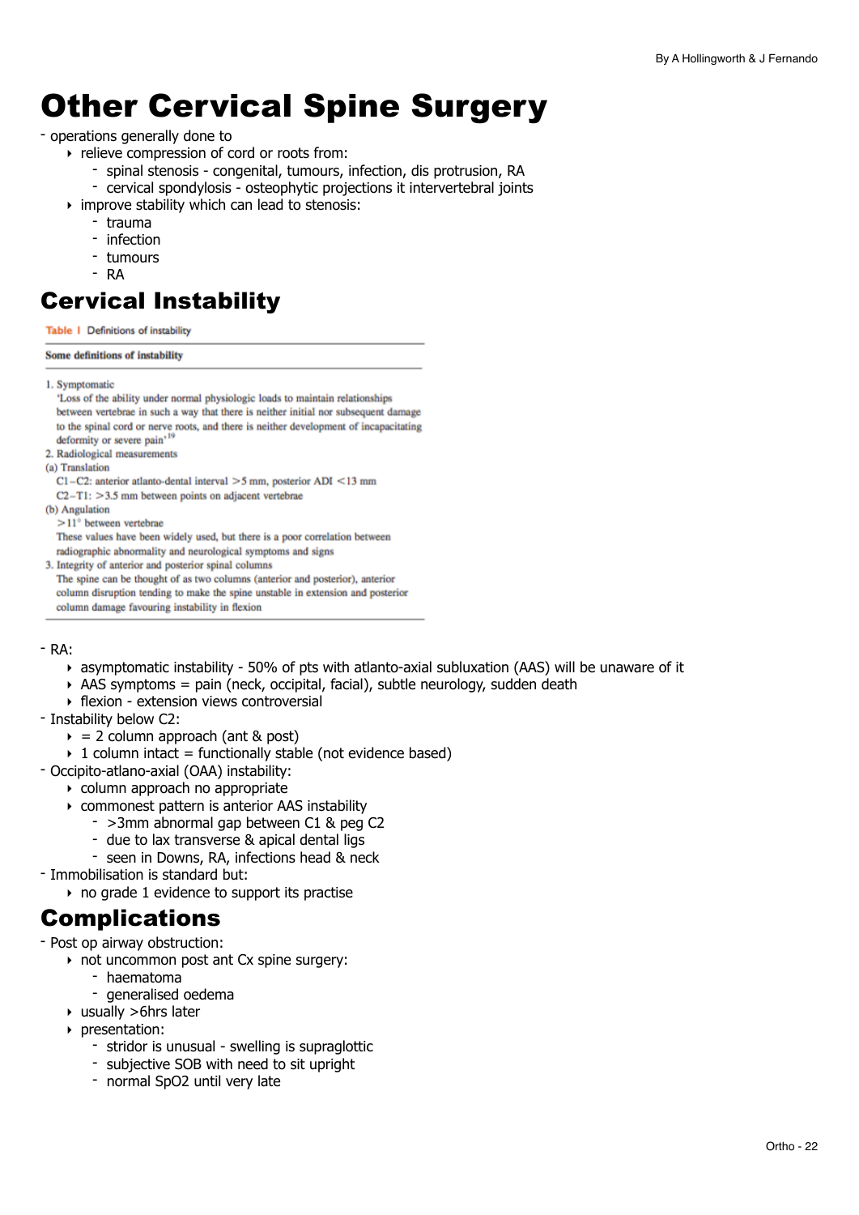# Other Cervical Spine Surgery

- operations generally done to
  - relieve compression of cord or roots from:
    - spinal stenosis - congenital, tumours, infection, dis protrusion, RA
    - cervical spondylosis - osteophytic projections it intervertebral joints
  - improve stability which can lead to stenosis:
    - trauma
    - infection
    - tumours
    - RA

## Cervical Instability

Table 1 Definitions of instability

| Some definitions of instability |
| --- |
| 1. Symptomatic<br>'Loss of the ability under normal physiologic loads to maintain relationships between vertebrae in such a way that there is neither initial nor subsequent damage to the spinal cord or nerve roots, and there is neither development of incapacitating deformity or severe pain'[19] |
| 2. Radiological measurements<br>(a) Translation<br>C1–C2: anterior atlanto-dental interval >5 mm, posterior ADI <13 mm<br>C2–T1: >3.5 mm between points on adjacent vertebrae<br>(b) Angulation<br>>11° between vertebrae<br>These values have been widely used, but there is a poor correlation between radiographic abnormality and neurological symptoms and signs |
| 3. Integrity of anterior and posterior spinal columns<br>The spine can be thought of as two columns (anterior and posterior), anterior column disruption tending to make the spine unstable in extension and posterior column damage favouring instability in flexion |

- RA:
  - asymptomatic instability - 50% of pts with atlanto-axial subluxation (AAS) will be unaware of it
  - AAS symptoms = pain (neck, occipital, facial), subtle neurology, sudden death
  - flexion - extension views controversial
- Instability below C2:
  - = 2 column approach (ant & post)
  - 1 column intact = functionally stable (not evidence based)
- Occipito-atlano-axial (OAA) instability:
  - column approach no appropriate
  - commonest pattern is anterior AAS instability
    - >3mm abnormal gap between C1 & peg C2
    - due to lax transverse & apical dental ligs
    - seen in Downs, RA, infections head & neck
- Immobilisation is standard but:
  - no grade 1 evidence to support its practise

## Complications

- Post op airway obstruction:
  - not uncommon post ant Cx spine surgery:
    - haematoma
    - generalised oedema
  - usually >6hrs later
  - presentation:
    - stridor is unusual - swelling is supraglottic
    - subjective SOB with need to sit upright
    - normal SpO2 until very late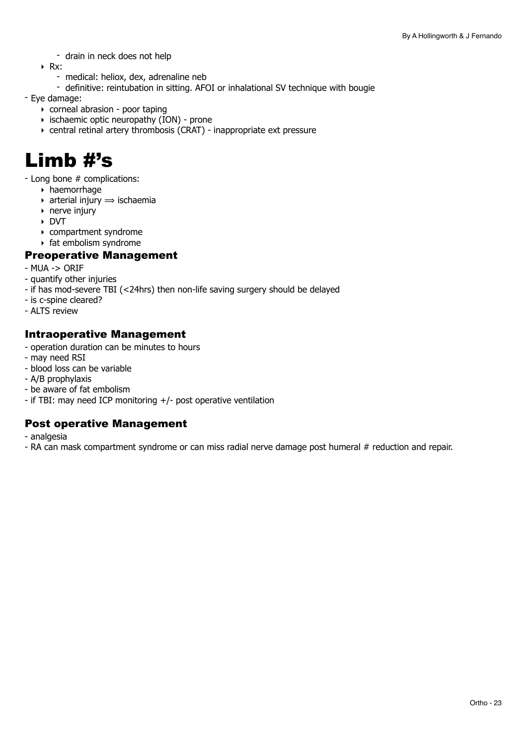- drain in neck does not help
- Rx:
  - medical: heliox, dex, adrenaline neb
  - definitive: reintubation in sitting. AFOI or inhalational SV technique with bougie

- Eye damage:
  - corneal abrasion - poor taping
  - ischaemic optic neuropathy (ION) - prone
  - central retinal artery thrombosis (CRAT) - inappropriate ext pressure

# Limb #'s

- Long bone # complications:
  - haemorrhage
  - arterial injury ⟹ ischaemia
  - nerve injury
  - DVT
  - compartment syndrome
  - fat embolism syndrome

### Preoperative Management

- MUA -> ORIF
- quantify other injuries
- if has mod-severe TBI (<24hrs) then non-life saving surgery should be delayed
- is c-spine cleared?
- ALTS review

### Intraoperative Management

- operation duration can be minutes to hours
- may need RSI
- blood loss can be variable
- A/B prophylaxis
- be aware of fat embolism
- if TBI: may need ICP monitoring +/- post operative ventilation

### Post operative Management

- analgesia
- RA can mask compartment syndrome or can miss radial nerve damage post humeral # reduction and repair.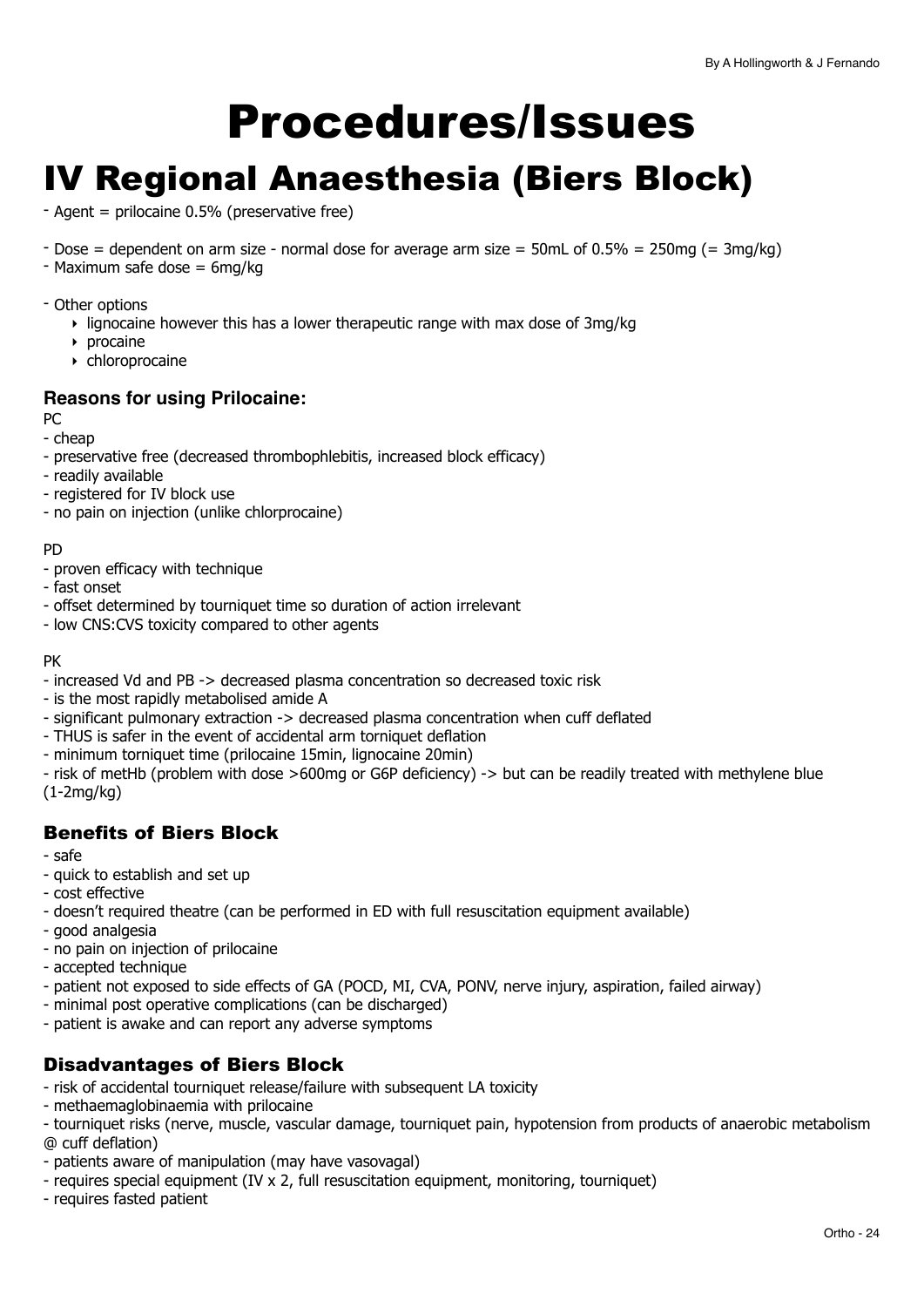# Procedures/Issues

## IV Regional Anaesthesia (Biers Block)

- Agent = prilocaine 0.5% (preservative free)

- Dose = dependent on arm size - normal dose for average arm size = 50mL of 0.5% = 250mg (= 3mg/kg)
- Maximum safe dose = 6mg/kg

- Other options
    - lignocaine however this has a lower therapeutic range with max dose of 3mg/kg
    - procaine
    - chloroprocaine

### Reasons for using Prilocaine:

PC
- cheap
- preservative free (decreased thrombophlebitis, increased block efficacy)
- readily available
- registered for IV block use
- no pain on injection (unlike chlorprocaine)

PD
- proven efficacy with technique
- fast onset
- offset determined by tourniquet time so duration of action irrelevant
- low CNS:CVS toxicity compared to other agents

PK
- increased Vd and PB -> decreased plasma concentration so decreased toxic risk
- is the most rapidly metabolised amide A
- significant pulmonary extraction -> decreased plasma concentration when cuff deflated
- THUS is safer in the event of accidental arm torniquet deflation
- minimum torniquet time (prilocaine 15min, lignocaine 20min)
- risk of metHb (problem with dose >600mg or G6P deficiency) -> but can be readily treated with methylene blue (1-2mg/kg)

### Benefits of Biers Block

- safe
- quick to establish and set up
- cost effective
- doesn't required theatre (can be performed in ED with full resuscitation equipment available)
- good analgesia
- no pain on injection of prilocaine
- accepted technique
- patient not exposed to side effects of GA (POCD, MI, CVA, PONV, nerve injury, aspiration, failed airway)
- minimal post operative complications (can be discharged)
- patient is awake and can report any adverse symptoms

### Disadvantages of Biers Block

- risk of accidental tourniquet release/failure with subsequent LA toxicity
- methaemaglobinaemia with prilocaine
- tourniquet risks (nerve, muscle, vascular damage, tourniquet pain, hypotension from products of anaerobic metabolism @ cuff deflation)
- patients aware of manipulation (may have vasovagal)
- requires special equipment (IV x 2, full resuscitation equipment, monitoring, tourniquet)
- requires fasted patient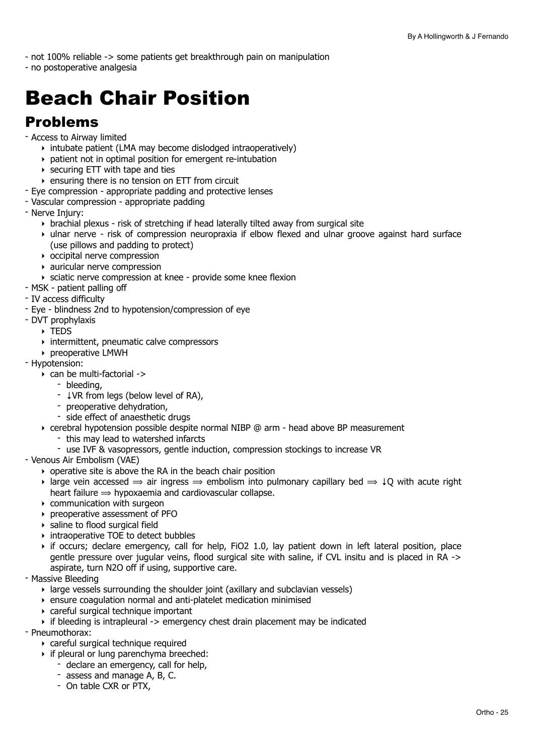- not 100% reliable -> some patients get breakthrough pain on manipulation
- no postoperative analgesia

# Beach Chair Position

## Problems

- Access to Airway limited
    - intubate patient (LMA may become dislodged intraoperatively)
    - patient not in optimal position for emergent re-intubation
    - securing ETT with tape and ties
    - ensuring there is no tension on ETT from circuit
- Eye compression - appropriate padding and protective lenses
- Vascular compression - appropriate padding
- Nerve Injury:
    - brachial plexus - risk of stretching if head laterally tilted away from surgical site
    - ulnar nerve - risk of compression neuropraxia if elbow flexed and ulnar groove against hard surface (use pillows and padding to protect)
    - occipital nerve compression
    - auricular nerve compression
    - sciatic nerve compression at knee - provide some knee flexion
- MSK - patient palling off
- IV access difficulty
- Eye - blindness 2nd to hypotension/compression of eye
- DVT prophylaxis
    - TEDS
    - intermittent, pneumatic calve compressors
    - preoperative LMWH
- Hypotension:
    - can be multi-factorial ->
        - bleeding,
        - ↓VR from legs (below level of RA),
        - preoperative dehydration,
        - side effect of anaesthetic drugs
    - cerebral hypotension possible despite normal NIBP @ arm - head above BP measurement
        - this may lead to watershed infarcts
        - use IVF & vasopressors, gentle induction, compression stockings to increase VR
- Venous Air Embolism (VAE)
    - operative site is above the RA in the beach chair position
    - large vein accessed ⟹ air ingress ⟹ embolism into pulmonary capillary bed ⟹ ↓Q with acute right heart failure ⟹ hypoxaemia and cardiovascular collapse.
    - communication with surgeon
    - preoperative assessment of PFO
    - saline to flood surgical field
    - intraoperative TOE to detect bubbles
    - if occurs; declare emergency, call for help, FiO2 1.0, lay patient down in left lateral position, place gentle pressure over jugular veins, flood surgical site with saline, if CVL insitu and is placed in RA -> aspirate, turn N2O off if using, supportive care.
- Massive Bleeding
    - large vessels surrounding the shoulder joint (axillary and subclavian vessels)
    - ensure coagulation normal and anti-platelet medication minimised
    - careful surgical technique important
    - if bleeding is intrapleural -> emergency chest drain placement may be indicated
- Pneumothorax:
    - careful surgical technique required
    - if pleural or lung parenchyma breeched:
        - declare an emergency, call for help,
        - assess and manage A, B, C.
        - On table CXR or PTX,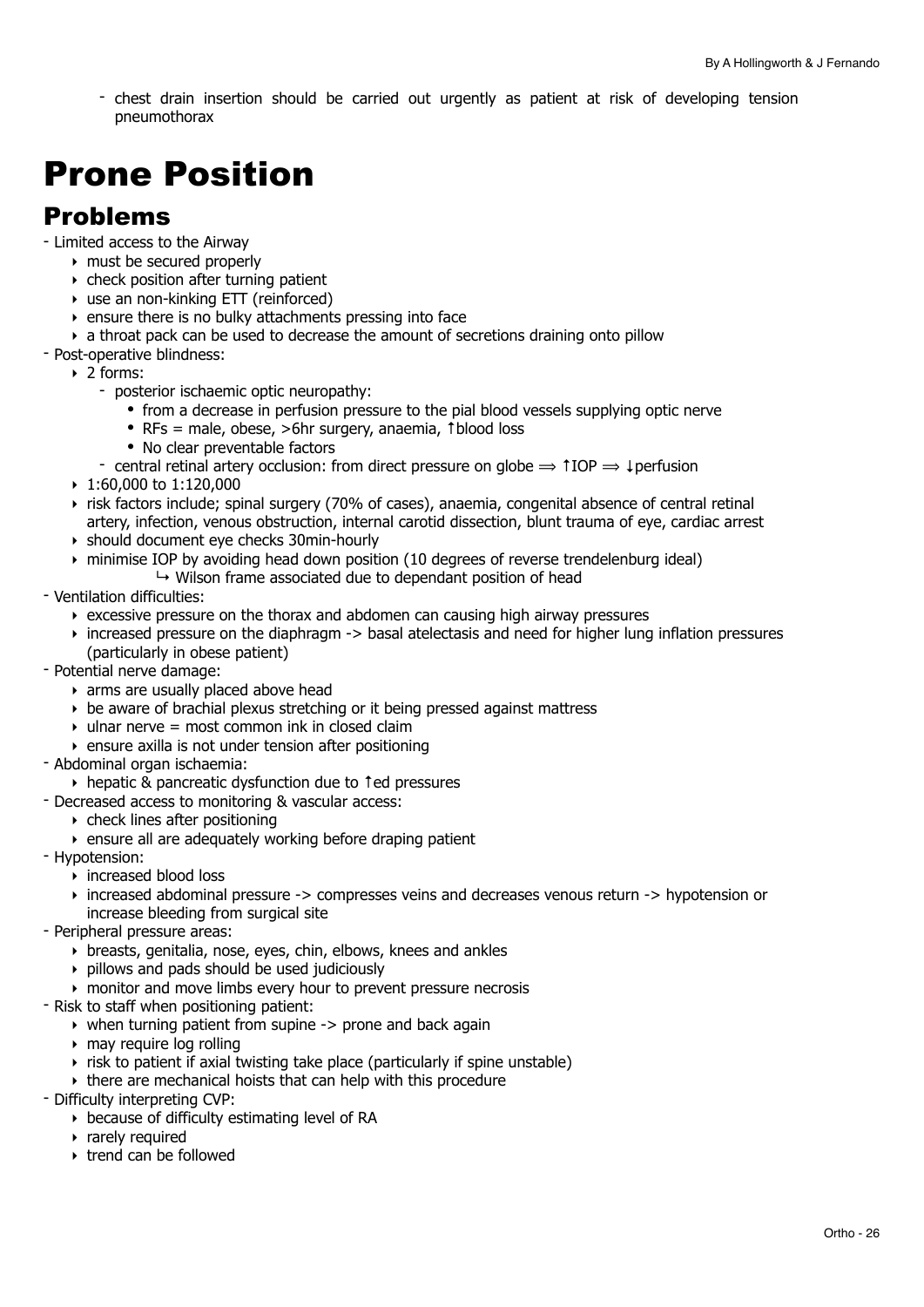- chest drain insertion should be carried out urgently as patient at risk of developing tension pneumothorax

# Prone Position

## Problems

- Limited access to the Airway
    - must be secured properly
    - check position after turning patient
    - use an non-kinking ETT (reinforced)
    - ensure there is no bulky attachments pressing into face
    - a throat pack can be used to decrease the amount of secretions draining onto pillow
- Post-operative blindness:
    - 2 forms:
        - posterior ischaemic optic neuropathy:
            - from a decrease in perfusion pressure to the pial blood vessels supplying optic nerve
            - RFs = male, obese, >6hr surgery, anaemia, ↑blood loss
            - No clear preventable factors
        - central retinal artery occlusion: from direct pressure on globe ⟹ ↑IOP ⟹ ↓perfusion
    - 1:60,000 to 1:120,000
    - risk factors include; spinal surgery (70% of cases), anaemia, congenital absence of central retinal artery, infection, venous obstruction, internal carotid dissection, blunt trauma of eye, cardiac arrest
    - should document eye checks 30min-hourly
    - minimise IOP by avoiding head down position (10 degrees of reverse trendelenburg ideal)
        - ↳ Wilson frame associated due to dependant position of head
- Ventilation difficulties:
    - excessive pressure on the thorax and abdomen can causing high airway pressures
    - increased pressure on the diaphragm -> basal atelectasis and need for higher lung inflation pressures (particularly in obese patient)
- Potential nerve damage:
    - arms are usually placed above head
    - be aware of brachial plexus stretching or it being pressed against mattress
    - ulnar nerve = most common ink in closed claim
    - ensure axilla is not under tension after positioning
- Abdominal organ ischaemia:
    - hepatic & pancreatic dysfunction due to ↑ed pressures
- Decreased access to monitoring & vascular access:
    - check lines after positioning
    - ensure all are adequately working before draping patient
- Hypotension:
    - increased blood loss
    - increased abdominal pressure -> compresses veins and decreases venous return -> hypotension or increase bleeding from surgical site
- Peripheral pressure areas:
    - breasts, genitalia, nose, eyes, chin, elbows, knees and ankles
    - pillows and pads should be used judiciously
    - monitor and move limbs every hour to prevent pressure necrosis
- Risk to staff when positioning patient:
    - when turning patient from supine -> prone and back again
    - may require log rolling
    - risk to patient if axial twisting take place (particularly if spine unstable)
    - there are mechanical hoists that can help with this procedure
- Difficulty interpreting CVP:
    - because of difficulty estimating level of RA
    - rarely required
    - trend can be followed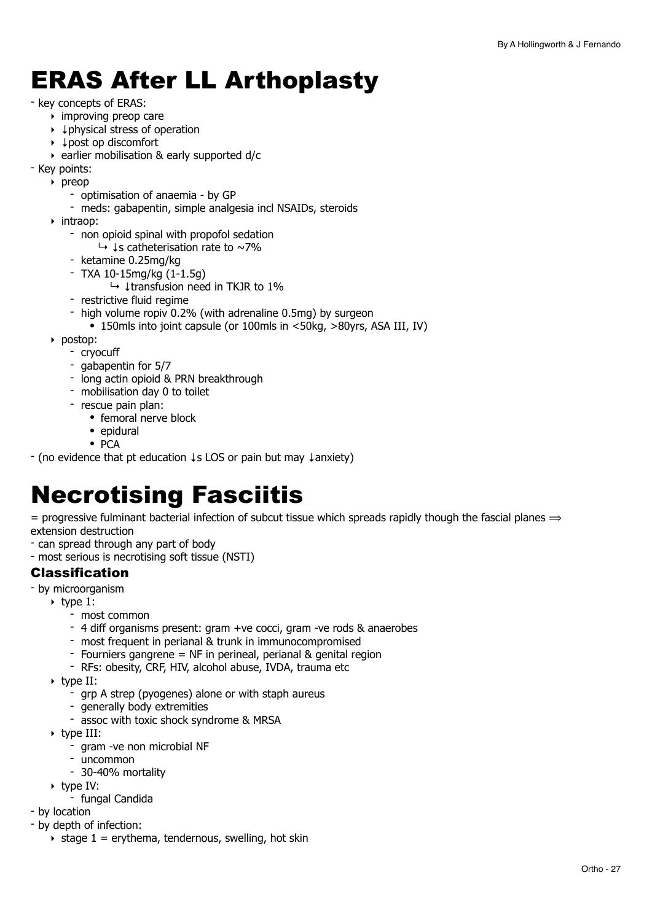# ERAS After LL Arthoplasty

- key concepts of ERAS:
    - improving preop care
    - ↓physical stress of operation
    - ↓post op discomfort
    - earlier mobilisation & early supported d/c
- Key points:
    - preop
        - optimisation of anaemia - by GP
        - meds: gabapentin, simple analgesia incl NSAIDs, steroids
    - intraop:
        - non opioid spinal with propofol sedation
            - ↪ ↓s catheterisation rate to ~7%
        - ketamine 0.25mg/kg
        - TXA 10-15mg/kg (1-1.5g)
            - ↪ ↓transfusion need in TKJR to 1%
        - restrictive fluid regime
        - high volume ropiv 0.2% (with adrenaline 0.5mg) by surgeon
            - 150mls into joint capsule (or 100mls in <50kg, >80yrs, ASA III, IV)
    - postop:
        - cryocuff
        - gabapentin for 5/7
        - long actin opioid & PRN breakthrough
        - mobilisation day 0 to toilet
        - rescue pain plan:
            - femoral nerve block
            - epidural
            - PCA
- (no evidence that pt education ↓s LOS or pain but may ↓anxiety)

# Necrotising Fasciitis

= progressive fulminant bacterial infection of subcut tissue which spreads rapidly though the fascial planes ⟹ extension destruction

- can spread through any part of body
- most serious is necrotising soft tissue (NSTI)

### Classification

- by microorganism
    - type 1:
        - most common
        - 4 diff organisms present: gram +ve cocci, gram -ve rods & anaerobes
        - most frequent in perianal & trunk in immunocompromised
        - Fourniers gangrene = NF in perineal, perianal & genital region
        - RFs: obesity, CRF, HIV, alcohol abuse, IVDA, trauma etc
    - type II:
        - grp A strep (pyogenes) alone or with staph aureus
        - generally body extremities
        - assoc with toxic shock syndrome & MRSA
    - type III:
        - gram -ve non microbial NF
        - uncommon
        - 30-40% mortality
    - type IV:
        - fungal Candida
- by location
- by depth of infection:
    - stage 1 = erythema, tendernous, swelling, hot skin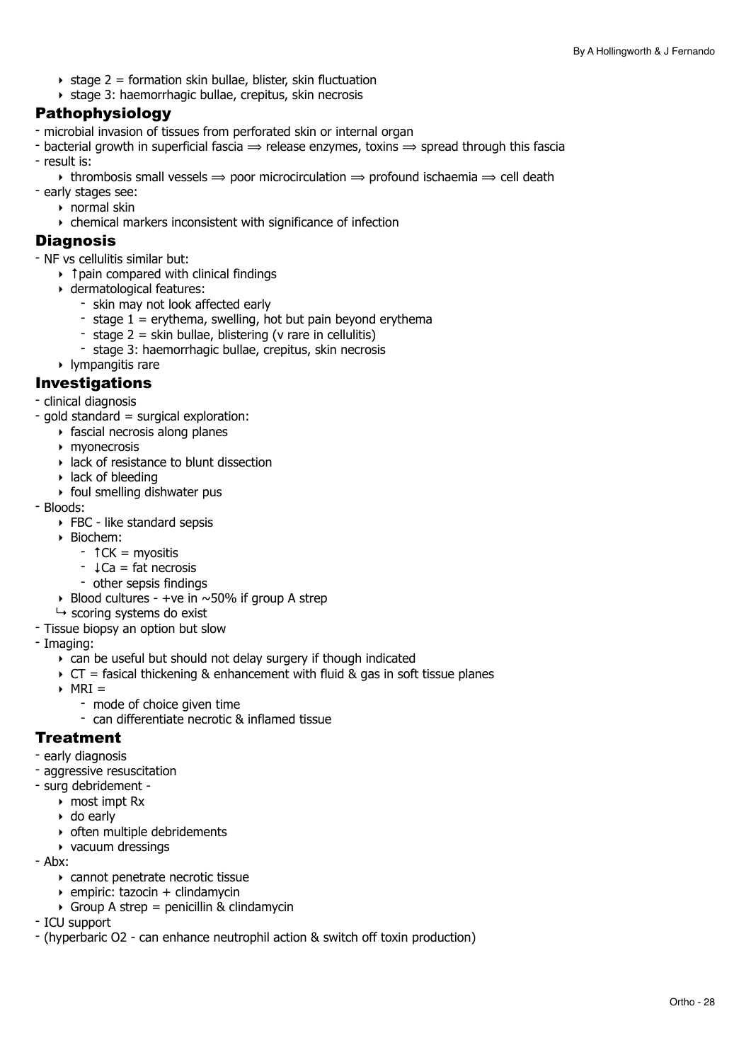- stage 2 = formation skin bullae, blister, skin fluctuation
- stage 3: haemorrhagic bullae, crepitus, skin necrosis

## Pathophysiology

- microbial invasion of tissues from perforated skin or internal organ
- bacterial growth in superficial fascia ⟹ release enzymes, toxins ⟹ spread through this fascia
- result is:
  - thrombosis small vessels ⟹ poor microcirculation ⟹ profound ischaemia ⟹ cell death
- early stages see:
  - normal skin
  - chemical markers inconsistent with significance of infection

## Diagnosis

- NF vs cellulitis similar but:
  - ↑pain compared with clinical findings
  - dermatological features:
    - skin may not look affected early
    - stage 1 = erythema, swelling, hot but pain beyond erythema
    - stage 2 = skin bullae, blistering (v rare in cellulitis)
    - stage 3: haemorrhagic bullae, crepitus, skin necrosis
  - lympangitis rare

## Investigations

- clinical diagnosis
- gold standard = surgical exploration:
  - fascial necrosis along planes
  - myonecrosis
  - lack of resistance to blunt dissection
  - lack of bleeding
  - foul smelling dishwater pus
- Bloods:
  - FBC - like standard sepsis
  - Biochem:
    - ↑CK = myositis
    - ↓Ca = fat necrosis
    - other sepsis findings
  - Blood cultures - +ve in ~50% if group A strep
  
  ↳ scoring systems do exist
- Tissue biopsy an option but slow
- Imaging:
  - can be useful but should not delay surgery if though indicated
  - CT = fasical thickening & enhancement with fluid & gas in soft tissue planes
  - MRI =
    - mode of choice given time
    - can differentiate necrotic & inflamed tissue

## Treatment

- early diagnosis
- aggressive resuscitation
- surg debridement -
  - most impt Rx
  - do early
  - often multiple debridements
  - vacuum dressings
- Abx:
  - cannot penetrate necrotic tissue
  - empiric: tazocin + clindamycin
  - Group A strep = penicillin & clindamycin
- ICU support
- (hyperbaric O2 - can enhance neutrophil action & switch off toxin production)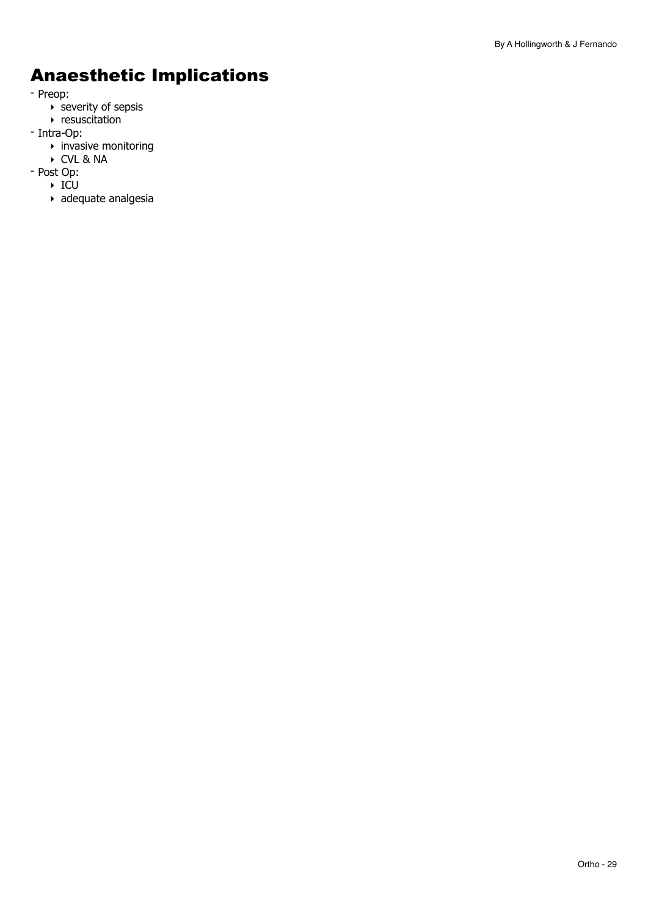# Anaesthetic Implications

- Preop:
  - severity of sepsis
  - resuscitation
- Intra-Op:
  - invasive monitoring
  - CVL & NA
- Post Op:
  - ICU
  - adequate analgesia